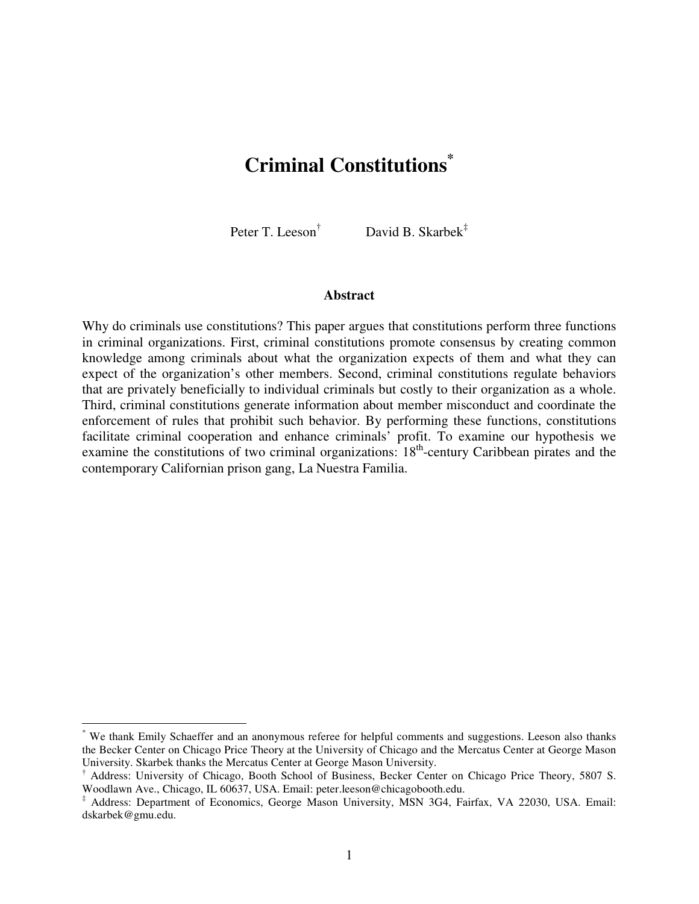# Criminal Constitutions[*]

Peter T. Leeson[†] David B. Skarbek[‡]

## Abstract

Why do criminals use constitutions? This paper argues that constitutions perform three functions in criminal organizations. First, criminal constitutions promote consensus by creating common knowledge among criminals about what the organization expects of them and what they can expect of the organization's other members. Second, criminal constitutions regulate behaviors that are privately beneficially to individual criminals but costly to their organization as a whole. Third, criminal constitutions generate information about member misconduct and coordinate the enforcement of rules that prohibit such behavior. By performing these functions, constitutions facilitate criminal cooperation and enhance criminals' profit. To examine our hypothesis we examine the constitutions of two criminal organizations: 18th-century Caribbean pirates and the contemporary Californian prison gang, La Nuestra Familia.

---

[*] We thank Emily Schaeffer and an anonymous referee for helpful comments and suggestions. Leeson also thanks the Becker Center on Chicago Price Theory at the University of Chicago and the Mercatus Center at George Mason University. Skarbek thanks the Mercatus Center at George Mason University.

[†] Address: University of Chicago, Booth School of Business, Becker Center on Chicago Price Theory, 5807 S. Woodlawn Ave., Chicago, IL 60637, USA. Email: peter.leeson@chicagobooth.edu.

[‡] Address: Department of Economics, George Mason University, MSN 3G4, Fairfax, VA 22030, USA. Email: dskarbek@gmu.edu.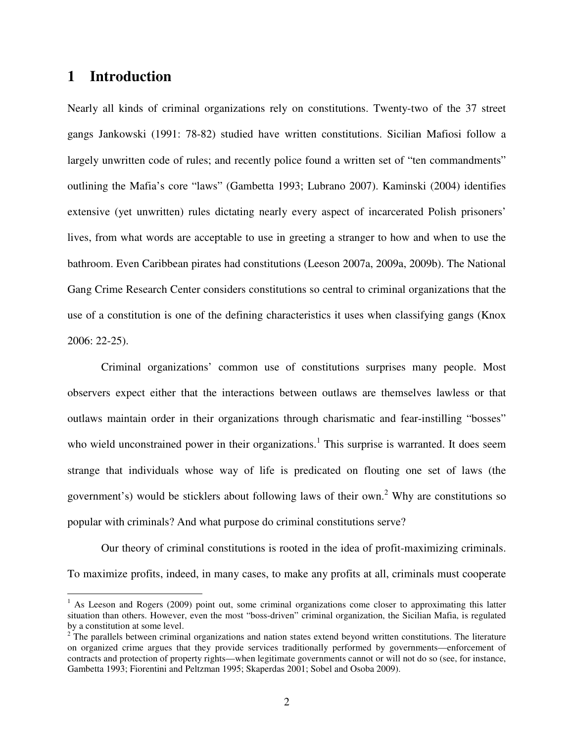## 1 Introduction

Nearly all kinds of criminal organizations rely on constitutions. Twenty-two of the 37 street gangs Jankowski (1991: 78-82) studied have written constitutions. Sicilian Mafiosi follow a largely unwritten code of rules; and recently police found a written set of "ten commandments" outlining the Mafia's core "laws" (Gambetta 1993; Lubrano 2007). Kaminski (2004) identifies extensive (yet unwritten) rules dictating nearly every aspect of incarcerated Polish prisoners' lives, from what words are acceptable to use in greeting a stranger to how and when to use the bathroom. Even Caribbean pirates had constitutions (Leeson 2007a, 2009a, 2009b). The National Gang Crime Research Center considers constitutions so central to criminal organizations that the use of a constitution is one of the defining characteristics it uses when classifying gangs (Knox 2006: 22-25).

Criminal organizations' common use of constitutions surprises many people. Most observers expect either that the interactions between outlaws are themselves lawless or that outlaws maintain order in their organizations through charismatic and fear-instilling "bosses" who wield unconstrained power in their organizations.[1] This surprise is warranted. It does seem strange that individuals whose way of life is predicated on flouting one set of laws (the government's) would be sticklers about following laws of their own.[2] Why are constitutions so popular with criminals? And what purpose do criminal constitutions serve?

Our theory of criminal constitutions is rooted in the idea of profit-maximizing criminals. To maximize profits, indeed, in many cases, to make any profits at all, criminals must cooperate

[1] As Leeson and Rogers (2009) point out, some criminal organizations come closer to approximating this latter situation than others. However, even the most "boss-driven" criminal organization, the Sicilian Mafia, is regulated by a constitution at some level.

[2] The parallels between criminal organizations and nation states extend beyond written constitutions. The literature on organized crime argues that they provide services traditionally performed by governments—enforcement of contracts and protection of property rights—when legitimate governments cannot or will not do so (see, for instance, Gambetta 1993; Fiorentini and Peltzman 1995; Skaperdas 2001; Sobel and Osoba 2009).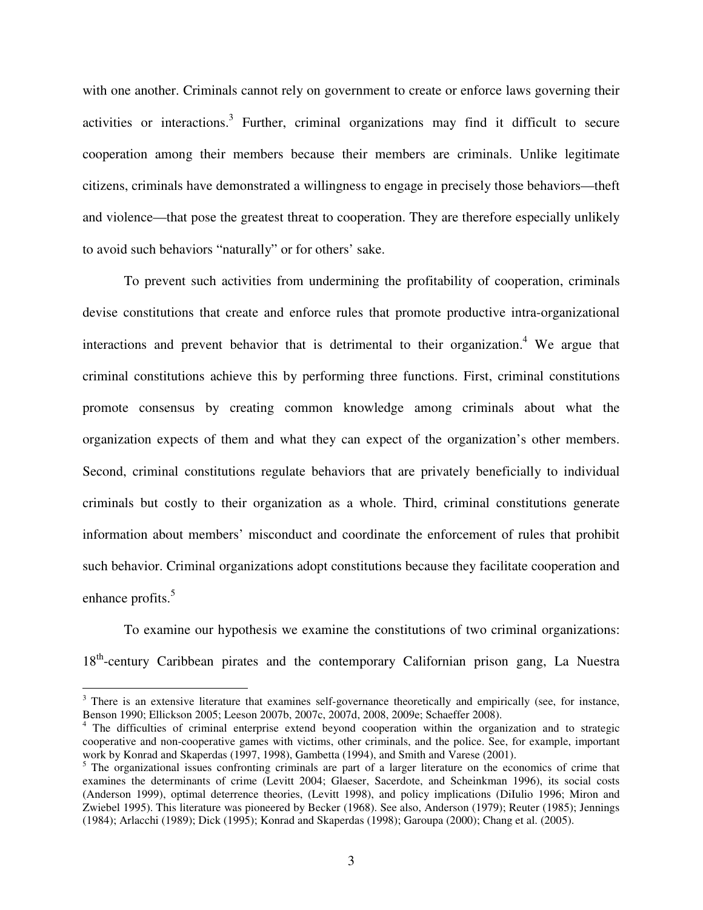with one another. Criminals cannot rely on government to create or enforce laws governing their activities or interactions.[3] Further, criminal organizations may find it difficult to secure cooperation among their members because their members are criminals. Unlike legitimate citizens, criminals have demonstrated a willingness to engage in precisely those behaviors—theft and violence—that pose the greatest threat to cooperation. They are therefore especially unlikely to avoid such behaviors "naturally" or for others' sake.

To prevent such activities from undermining the profitability of cooperation, criminals devise constitutions that create and enforce rules that promote productive intra-organizational interactions and prevent behavior that is detrimental to their organization.[4] We argue that criminal constitutions achieve this by performing three functions. First, criminal constitutions promote consensus by creating common knowledge among criminals about what the organization expects of them and what they can expect of the organization's other members. Second, criminal constitutions regulate behaviors that are privately beneficially to individual criminals but costly to their organization as a whole. Third, criminal constitutions generate information about members' misconduct and coordinate the enforcement of rules that prohibit such behavior. Criminal organizations adopt constitutions because they facilitate cooperation and enhance profits.[5]

To examine our hypothesis we examine the constitutions of two criminal organizations: 18th-century Caribbean pirates and the contemporary Californian prison gang, La Nuestra

[3] There is an extensive literature that examines self-governance theoretically and empirically (see, for instance, Benson 1990; Ellickson 2005; Leeson 2007b, 2007c, 2007d, 2008, 2009e; Schaeffer 2008).

[4] The difficulties of criminal enterprise extend beyond cooperation within the organization and to strategic cooperative and non-cooperative games with victims, other criminals, and the police. See, for example, important work by Konrad and Skaperdas (1997, 1998), Gambetta (1994), and Smith and Varese (2001).

[5] The organizational issues confronting criminals are part of a larger literature on the economics of crime that examines the determinants of crime (Levitt 2004; Glaeser, Sacerdote, and Scheinkman 1996), its social costs (Anderson 1999), optimal deterrence theories, (Levitt 1998), and policy implications (DiIulio 1996; Miron and Zwiebel 1995). This literature was pioneered by Becker (1968). See also, Anderson (1979); Reuter (1985); Jennings (1984); Arlacchi (1989); Dick (1995); Konrad and Skaperdas (1998); Garoupa (2000); Chang et al. (2005).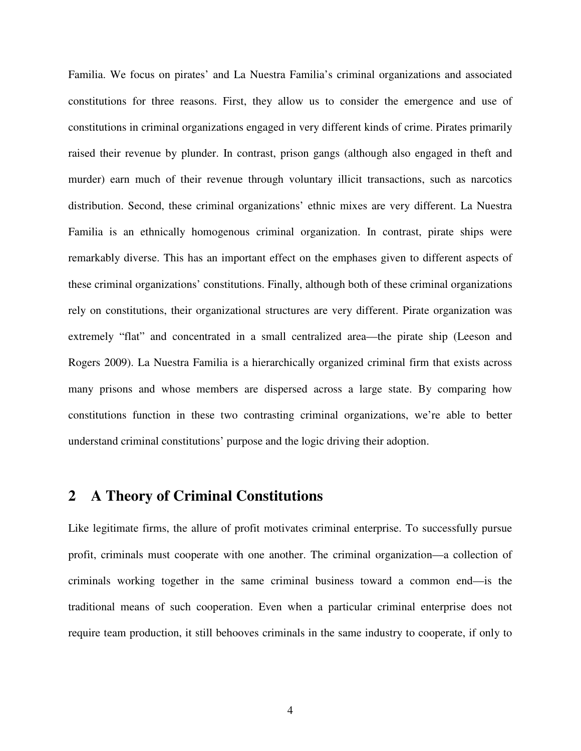Familia. We focus on pirates' and La Nuestra Familia's criminal organizations and associated constitutions for three reasons. First, they allow us to consider the emergence and use of constitutions in criminal organizations engaged in very different kinds of crime. Pirates primarily raised their revenue by plunder. In contrast, prison gangs (although also engaged in theft and murder) earn much of their revenue through voluntary illicit transactions, such as narcotics distribution. Second, these criminal organizations' ethnic mixes are very different. La Nuestra Familia is an ethnically homogenous criminal organization. In contrast, pirate ships were remarkably diverse. This has an important effect on the emphases given to different aspects of these criminal organizations' constitutions. Finally, although both of these criminal organizations rely on constitutions, their organizational structures are very different. Pirate organization was extremely "flat" and concentrated in a small centralized area—the pirate ship (Leeson and Rogers 2009). La Nuestra Familia is a hierarchically organized criminal firm that exists across many prisons and whose members are dispersed across a large state. By comparing how constitutions function in these two contrasting criminal organizations, we're able to better understand criminal constitutions' purpose and the logic driving their adoption.

## 2 A Theory of Criminal Constitutions

Like legitimate firms, the allure of profit motivates criminal enterprise. To successfully pursue profit, criminals must cooperate with one another. The criminal organization—a collection of criminals working together in the same criminal business toward a common end—is the traditional means of such cooperation. Even when a particular criminal enterprise does not require team production, it still behooves criminals in the same industry to cooperate, if only to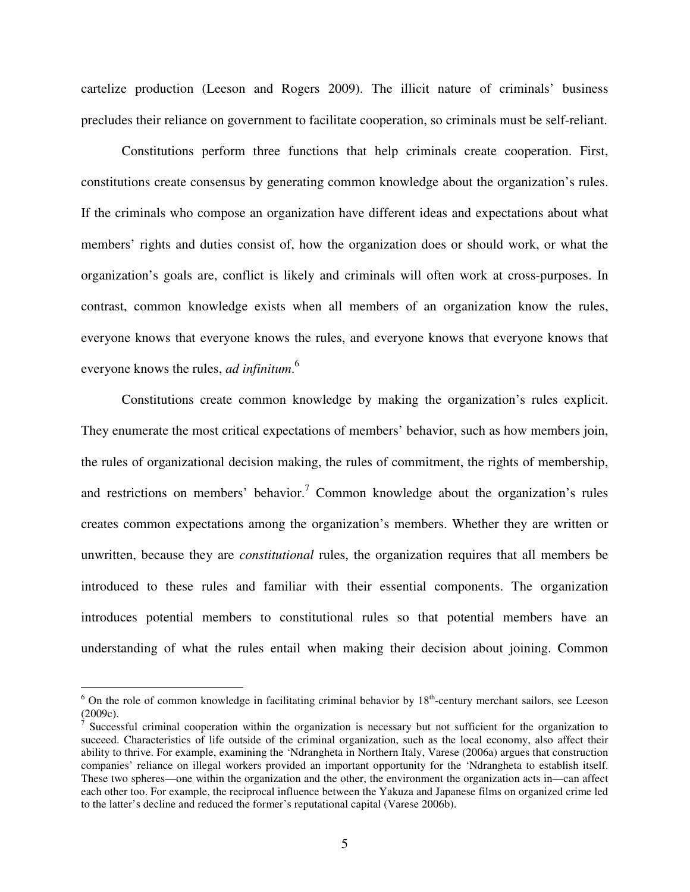cartelize production (Leeson and Rogers 2009). The illicit nature of criminals' business precludes their reliance on government to facilitate cooperation, so criminals must be self-reliant.

Constitutions perform three functions that help criminals create cooperation. First, constitutions create consensus by generating common knowledge about the organization's rules. If the criminals who compose an organization have different ideas and expectations about what members' rights and duties consist of, how the organization does or should work, or what the organization's goals are, conflict is likely and criminals will often work at cross-purposes. In contrast, common knowledge exists when all members of an organization know the rules, everyone knows that everyone knows the rules, and everyone knows that everyone knows that everyone knows the rules, *ad infinitum*.[6]

Constitutions create common knowledge by making the organization's rules explicit. They enumerate the most critical expectations of members' behavior, such as how members join, the rules of organizational decision making, the rules of commitment, the rights of membership, and restrictions on members' behavior.[7] Common knowledge about the organization's rules creates common expectations among the organization's members. Whether they are written or unwritten, because they are *constitutional* rules, the organization requires that all members be introduced to these rules and familiar with their essential components. The organization introduces potential members to constitutional rules so that potential members have an understanding of what the rules entail when making their decision about joining. Common

---

[6] On the role of common knowledge in facilitating criminal behavior by 18th-century merchant sailors, see Leeson (2009c).

[7] Successful criminal cooperation within the organization is necessary but not sufficient for the organization to succeed. Characteristics of life outside of the criminal organization, such as the local economy, also affect their ability to thrive. For example, examining the 'Ndrangheta in Northern Italy, Varese (2006a) argues that construction companies' reliance on illegal workers provided an important opportunity for the 'Ndrangheta to establish itself. These two spheres—one within the organization and the other, the environment the organization acts in—can affect each other too. For example, the reciprocal influence between the Yakuza and Japanese films on organized crime led to the latter's decline and reduced the former's reputational capital (Varese 2006b).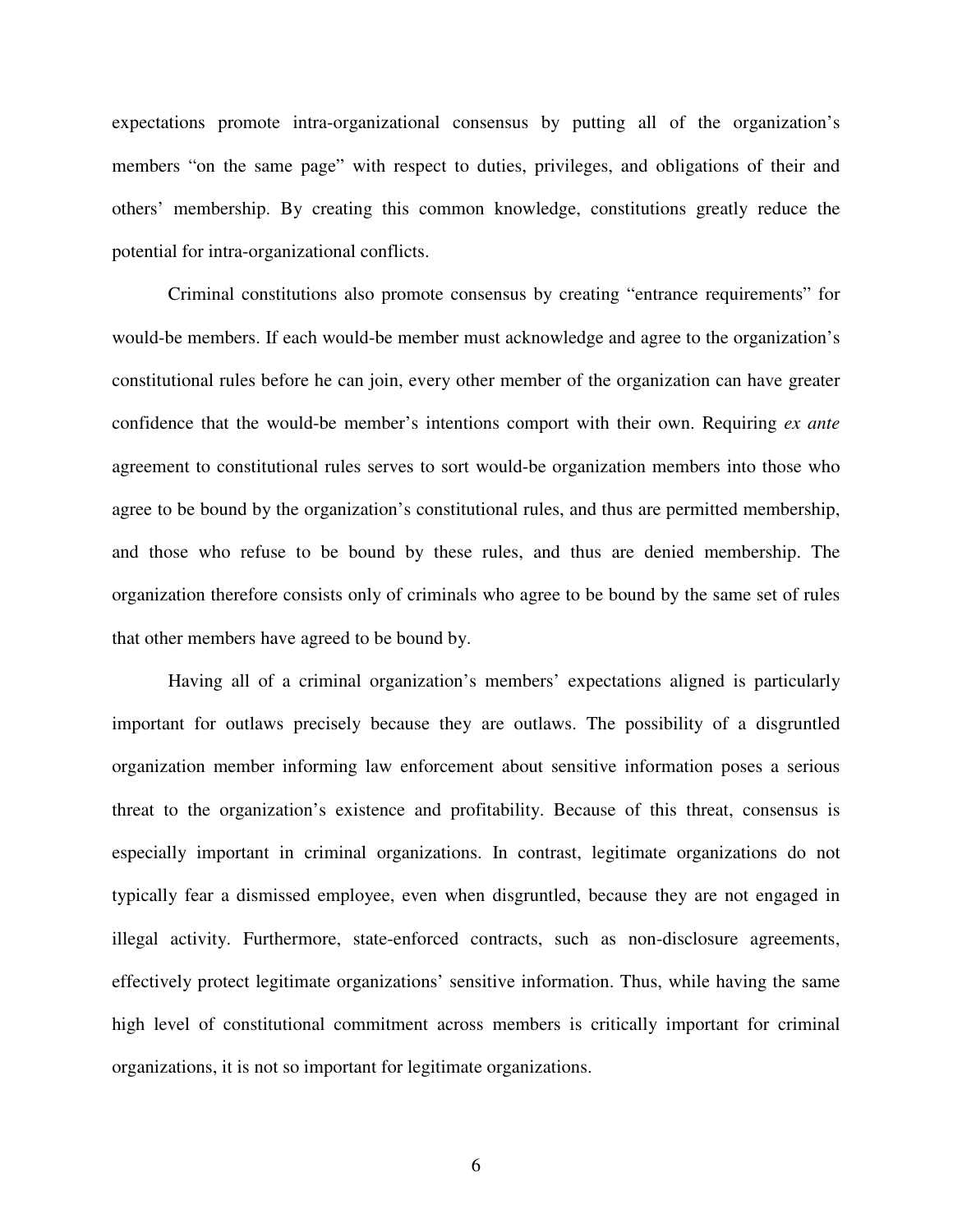expectations promote intra-organizational consensus by putting all of the organization's members "on the same page" with respect to duties, privileges, and obligations of their and others' membership. By creating this common knowledge, constitutions greatly reduce the potential for intra-organizational conflicts.

Criminal constitutions also promote consensus by creating "entrance requirements" for would-be members. If each would-be member must acknowledge and agree to the organization's constitutional rules before he can join, every other member of the organization can have greater confidence that the would-be member's intentions comport with their own. Requiring *ex ante* agreement to constitutional rules serves to sort would-be organization members into those who agree to be bound by the organization's constitutional rules, and thus are permitted membership, and those who refuse to be bound by these rules, and thus are denied membership. The organization therefore consists only of criminals who agree to be bound by the same set of rules that other members have agreed to be bound by.

Having all of a criminal organization's members' expectations aligned is particularly important for outlaws precisely because they are outlaws. The possibility of a disgruntled organization member informing law enforcement about sensitive information poses a serious threat to the organization's existence and profitability. Because of this threat, consensus is especially important in criminal organizations. In contrast, legitimate organizations do not typically fear a dismissed employee, even when disgruntled, because they are not engaged in illegal activity. Furthermore, state-enforced contracts, such as non-disclosure agreements, effectively protect legitimate organizations' sensitive information. Thus, while having the same high level of constitutional commitment across members is critically important for criminal organizations, it is not so important for legitimate organizations.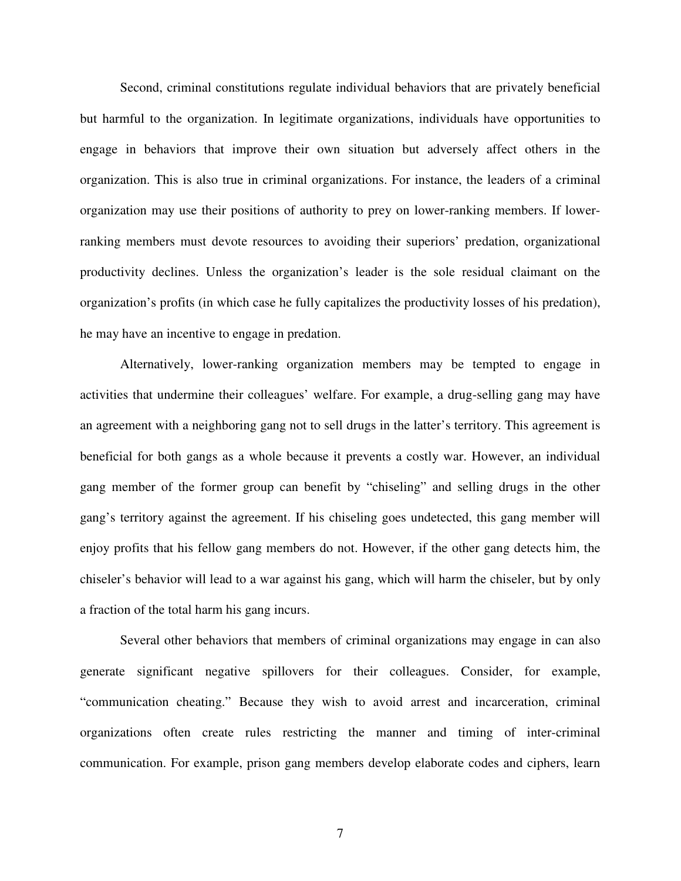Second, criminal constitutions regulate individual behaviors that are privately beneficial but harmful to the organization. In legitimate organizations, individuals have opportunities to engage in behaviors that improve their own situation but adversely affect others in the organization. This is also true in criminal organizations. For instance, the leaders of a criminal organization may use their positions of authority to prey on lower-ranking members. If lower-ranking members must devote resources to avoiding their superiors' predation, organizational productivity declines. Unless the organization's leader is the sole residual claimant on the organization's profits (in which case he fully capitalizes the productivity losses of his predation), he may have an incentive to engage in predation.

Alternatively, lower-ranking organization members may be tempted to engage in activities that undermine their colleagues' welfare. For example, a drug-selling gang may have an agreement with a neighboring gang not to sell drugs in the latter's territory. This agreement is beneficial for both gangs as a whole because it prevents a costly war. However, an individual gang member of the former group can benefit by "chiseling" and selling drugs in the other gang's territory against the agreement. If his chiseling goes undetected, this gang member will enjoy profits that his fellow gang members do not. However, if the other gang detects him, the chiseler's behavior will lead to a war against his gang, which will harm the chiseler, but by only a fraction of the total harm his gang incurs.

Several other behaviors that members of criminal organizations may engage in can also generate significant negative spillovers for their colleagues. Consider, for example, "communication cheating." Because they wish to avoid arrest and incarceration, criminal organizations often create rules restricting the manner and timing of inter-criminal communication. For example, prison gang members develop elaborate codes and ciphers, learn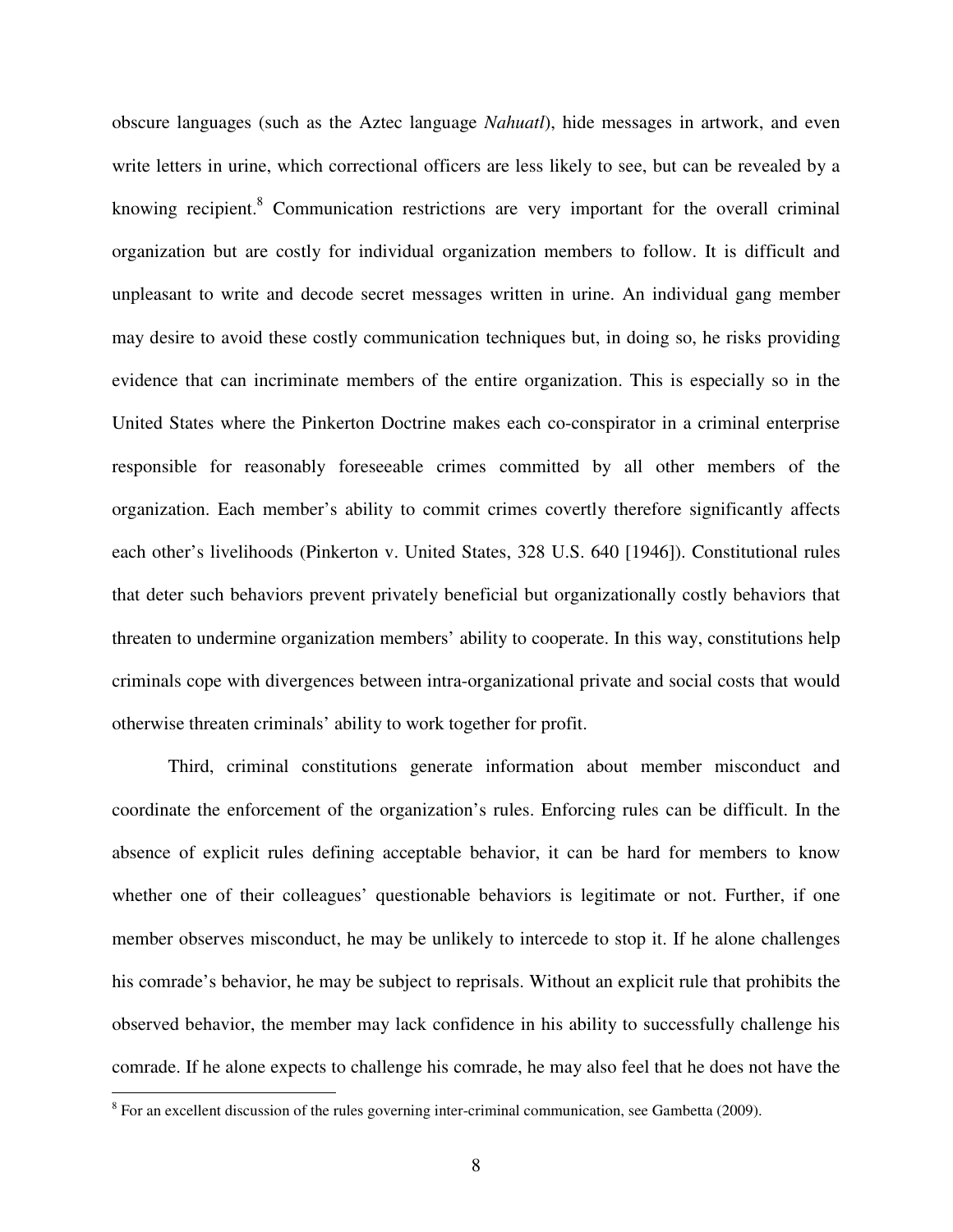obscure languages (such as the Aztec language *Nahuatl*), hide messages in artwork, and even write letters in urine, which correctional officers are less likely to see, but can be revealed by a knowing recipient.[8] Communication restrictions are very important for the overall criminal organization but are costly for individual organization members to follow. It is difficult and unpleasant to write and decode secret messages written in urine. An individual gang member may desire to avoid these costly communication techniques but, in doing so, he risks providing evidence that can incriminate members of the entire organization. This is especially so in the United States where the Pinkerton Doctrine makes each co-conspirator in a criminal enterprise responsible for reasonably foreseeable crimes committed by all other members of the organization. Each member's ability to commit crimes covertly therefore significantly affects each other's livelihoods (Pinkerton v. United States, 328 U.S. 640 [1946]). Constitutional rules that deter such behaviors prevent privately beneficial but organizationally costly behaviors that threaten to undermine organization members' ability to cooperate. In this way, constitutions help criminals cope with divergences between intra-organizational private and social costs that would otherwise threaten criminals' ability to work together for profit.

Third, criminal constitutions generate information about member misconduct and coordinate the enforcement of the organization's rules. Enforcing rules can be difficult. In the absence of explicit rules defining acceptable behavior, it can be hard for members to know whether one of their colleagues' questionable behaviors is legitimate or not. Further, if one member observes misconduct, he may be unlikely to intercede to stop it. If he alone challenges his comrade's behavior, he may be subject to reprisals. Without an explicit rule that prohibits the observed behavior, the member may lack confidence in his ability to successfully challenge his comrade. If he alone expects to challenge his comrade, he may also feel that he does not have the

[8] For an excellent discussion of the rules governing inter-criminal communication, see Gambetta (2009).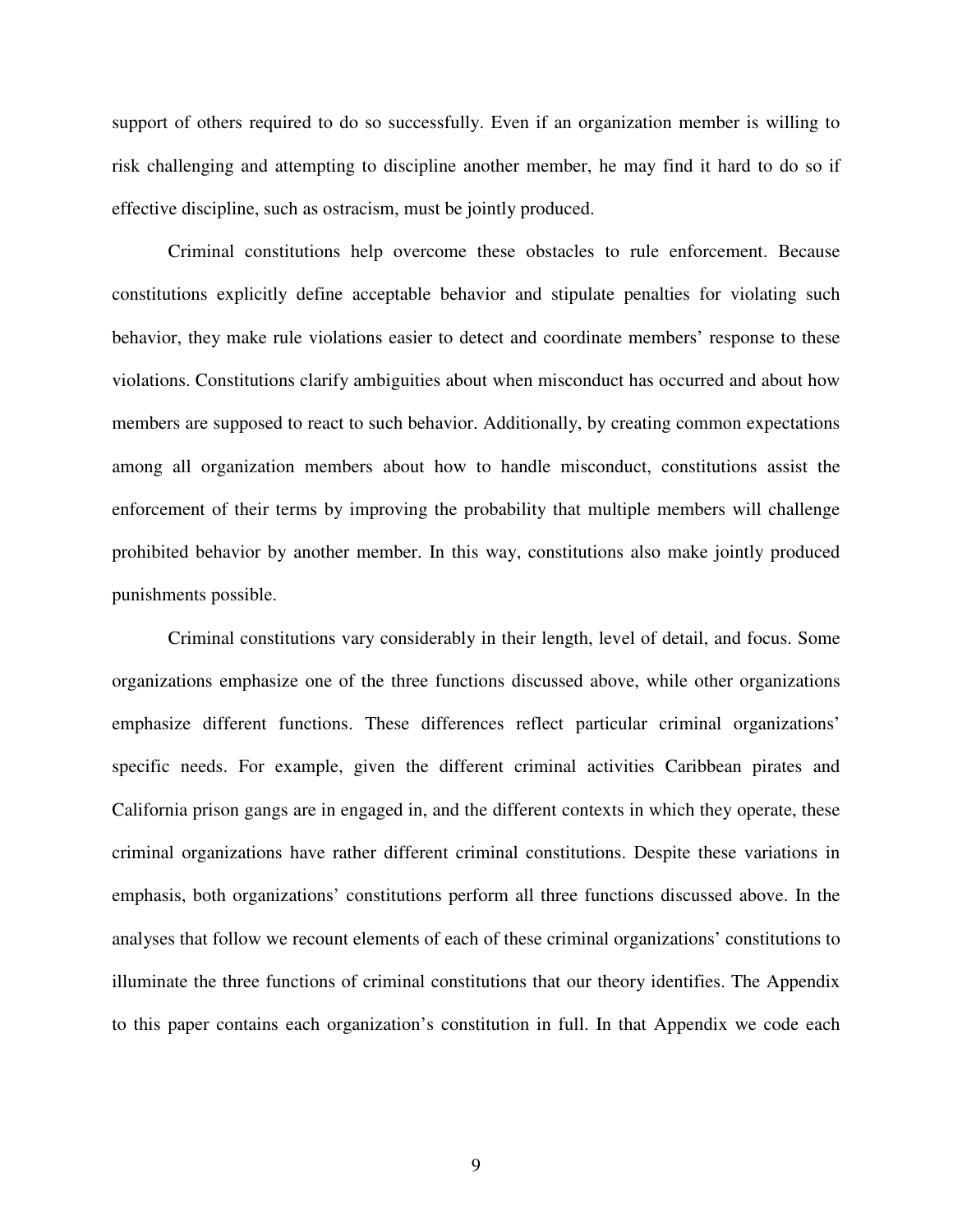support of others required to do so successfully. Even if an organization member is willing to risk challenging and attempting to discipline another member, he may find it hard to do so if effective discipline, such as ostracism, must be jointly produced.

Criminal constitutions help overcome these obstacles to rule enforcement. Because constitutions explicitly define acceptable behavior and stipulate penalties for violating such behavior, they make rule violations easier to detect and coordinate members' response to these violations. Constitutions clarify ambiguities about when misconduct has occurred and about how members are supposed to react to such behavior. Additionally, by creating common expectations among all organization members about how to handle misconduct, constitutions assist the enforcement of their terms by improving the probability that multiple members will challenge prohibited behavior by another member. In this way, constitutions also make jointly produced punishments possible.

Criminal constitutions vary considerably in their length, level of detail, and focus. Some organizations emphasize one of the three functions discussed above, while other organizations emphasize different functions. These differences reflect particular criminal organizations' specific needs. For example, given the different criminal activities Caribbean pirates and California prison gangs are in engaged in, and the different contexts in which they operate, these criminal organizations have rather different criminal constitutions. Despite these variations in emphasis, both organizations' constitutions perform all three functions discussed above. In the analyses that follow we recount elements of each of these criminal organizations' constitutions to illuminate the three functions of criminal constitutions that our theory identifies. The Appendix to this paper contains each organization's constitution in full. In that Appendix we code each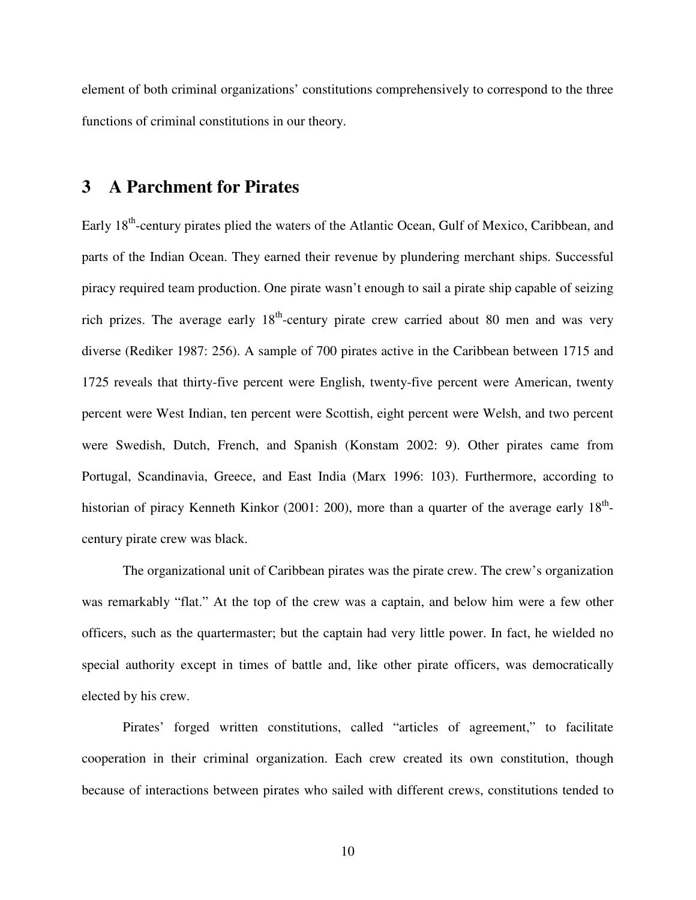element of both criminal organizations' constitutions comprehensively to correspond to the three functions of criminal constitutions in our theory.

## 3 A Parchment for Pirates

Early 18th-century pirates plied the waters of the Atlantic Ocean, Gulf of Mexico, Caribbean, and parts of the Indian Ocean. They earned their revenue by plundering merchant ships. Successful piracy required team production. One pirate wasn't enough to sail a pirate ship capable of seizing rich prizes. The average early 18th-century pirate crew carried about 80 men and was very diverse (Rediker 1987: 256). A sample of 700 pirates active in the Caribbean between 1715 and 1725 reveals that thirty-five percent were English, twenty-five percent were American, twenty percent were West Indian, ten percent were Scottish, eight percent were Welsh, and two percent were Swedish, Dutch, French, and Spanish (Konstam 2002: 9). Other pirates came from Portugal, Scandinavia, Greece, and East India (Marx 1996: 103). Furthermore, according to historian of piracy Kenneth Kinkor (2001: 200), more than a quarter of the average early 18th-century pirate crew was black.

The organizational unit of Caribbean pirates was the pirate crew. The crew's organization was remarkably "flat." At the top of the crew was a captain, and below him were a few other officers, such as the quartermaster; but the captain had very little power. In fact, he wielded no special authority except in times of battle and, like other pirate officers, was democratically elected by his crew.

Pirates' forged written constitutions, called "articles of agreement," to facilitate cooperation in their criminal organization. Each crew created its own constitution, though because of interactions between pirates who sailed with different crews, constitutions tended to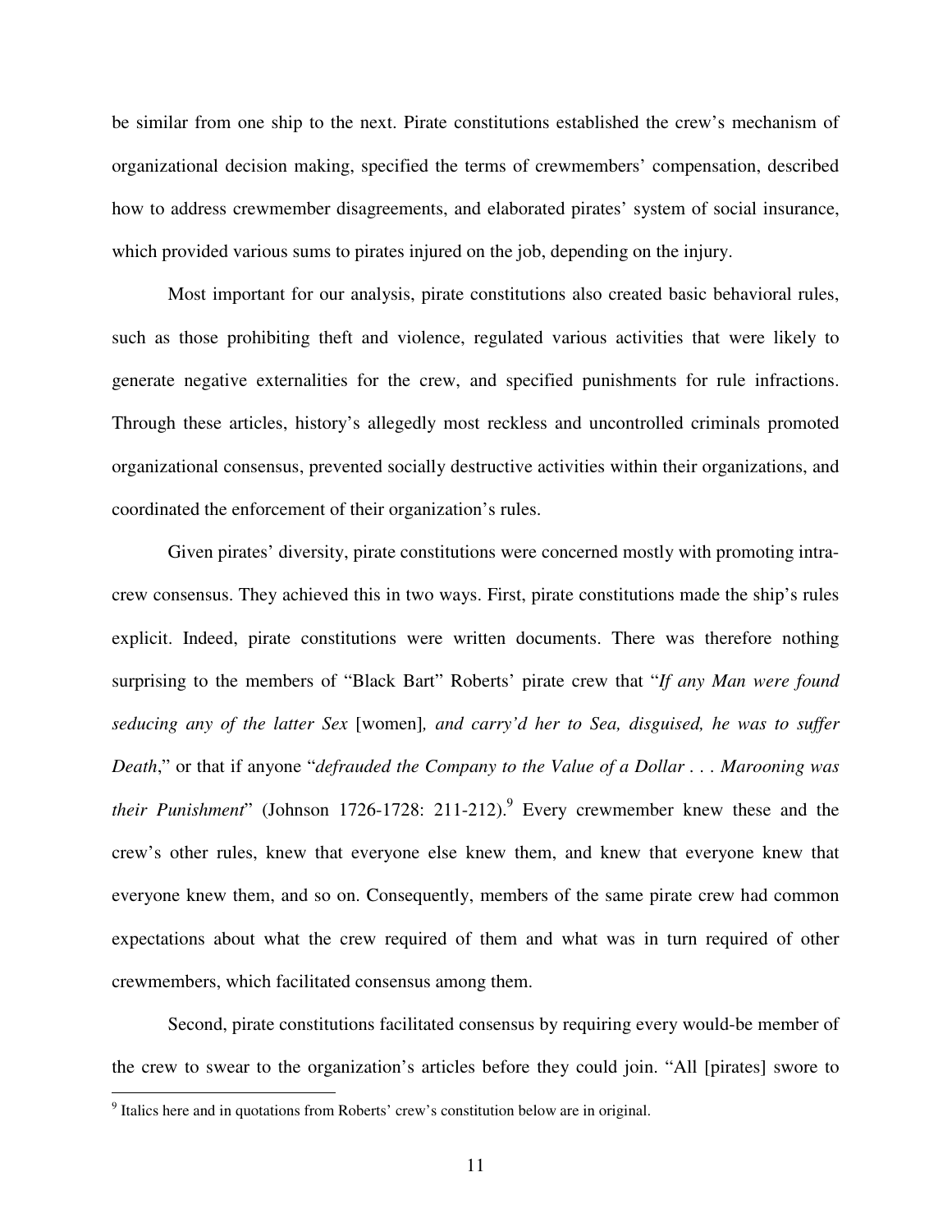be similar from one ship to the next. Pirate constitutions established the crew's mechanism of organizational decision making, specified the terms of crewmembers' compensation, described how to address crewmember disagreements, and elaborated pirates' system of social insurance, which provided various sums to pirates injured on the job, depending on the injury.

Most important for our analysis, pirate constitutions also created basic behavioral rules, such as those prohibiting theft and violence, regulated various activities that were likely to generate negative externalities for the crew, and specified punishments for rule infractions. Through these articles, history's allegedly most reckless and uncontrolled criminals promoted organizational consensus, prevented socially destructive activities within their organizations, and coordinated the enforcement of their organization's rules.

Given pirates' diversity, pirate constitutions were concerned mostly with promoting intra-crew consensus. They achieved this in two ways. First, pirate constitutions made the ship's rules explicit. Indeed, pirate constitutions were written documents. There was therefore nothing surprising to the members of "Black Bart" Roberts' pirate crew that "*If any Man were found seducing any of the latter Sex* [women]*, and carry'd her to Sea, disguised, he was to suffer Death*," or that if anyone "*defrauded the Company to the Value of a Dollar . . . Marooning was their Punishment*" (Johnson 1726-1728: 211-212).[9] Every crewmember knew these and the crew's other rules, knew that everyone else knew them, and knew that everyone knew that everyone knew them, and so on. Consequently, members of the same pirate crew had common expectations about what the crew required of them and what was in turn required of other crewmembers, which facilitated consensus among them.

Second, pirate constitutions facilitated consensus by requiring every would-be member of the crew to swear to the organization's articles before they could join. "All [pirates] swore to

[9] Italics here and in quotations from Roberts' crew's constitution below are in original.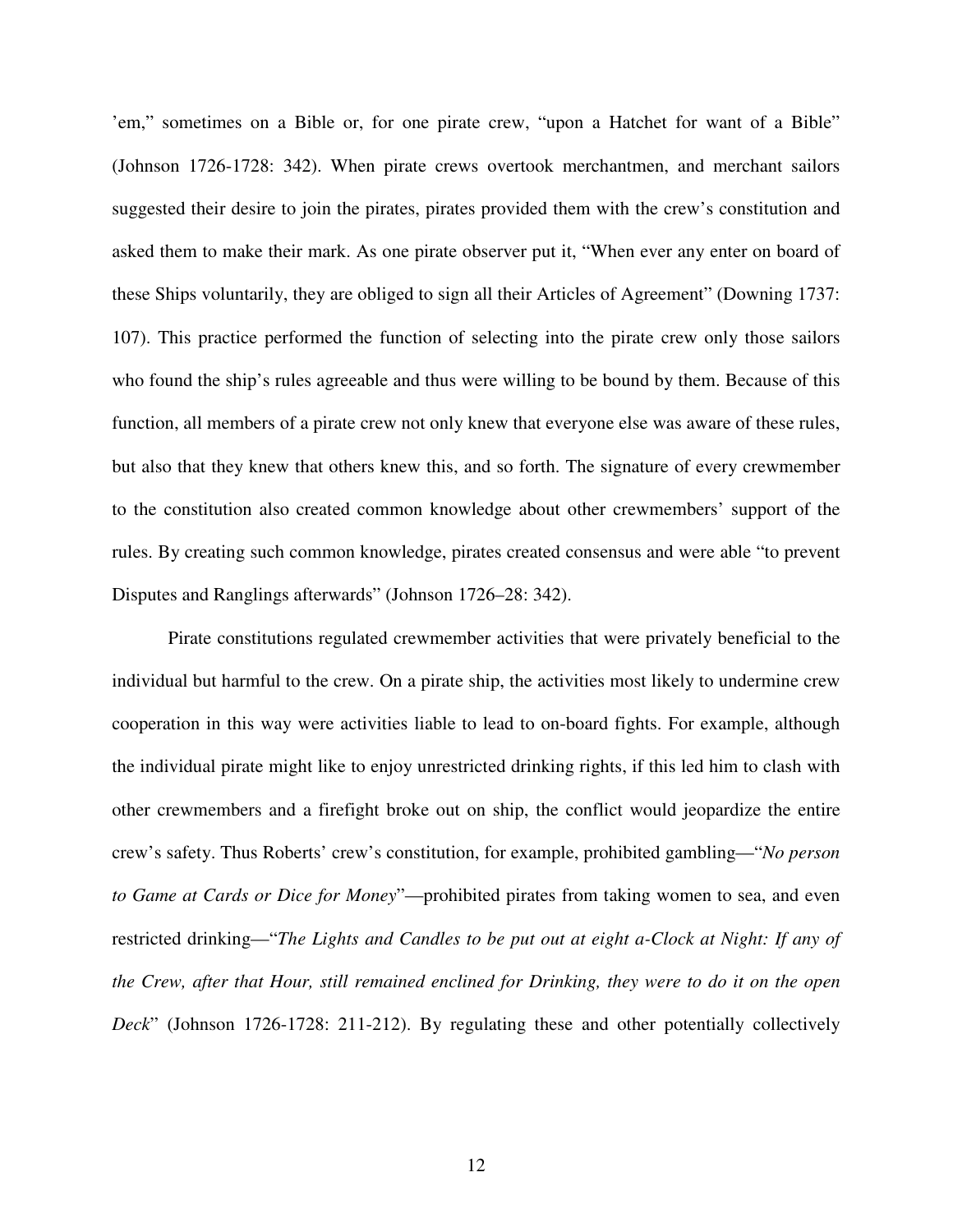'em," sometimes on a Bible or, for one pirate crew, "upon a Hatchet for want of a Bible" (Johnson 1726-1728: 342). When pirate crews overtook merchantmen, and merchant sailors suggested their desire to join the pirates, pirates provided them with the crew's constitution and asked them to make their mark. As one pirate observer put it, "When ever any enter on board of these Ships voluntarily, they are obliged to sign all their Articles of Agreement" (Downing 1737: 107). This practice performed the function of selecting into the pirate crew only those sailors who found the ship's rules agreeable and thus were willing to be bound by them. Because of this function, all members of a pirate crew not only knew that everyone else was aware of these rules, but also that they knew that others knew this, and so forth. The signature of every crewmember to the constitution also created common knowledge about other crewmembers' support of the rules. By creating such common knowledge, pirates created consensus and were able "to prevent Disputes and Ranglings afterwards" (Johnson 1726–28: 342).

Pirate constitutions regulated crewmember activities that were privately beneficial to the individual but harmful to the crew. On a pirate ship, the activities most likely to undermine crew cooperation in this way were activities liable to lead to on-board fights. For example, although the individual pirate might like to enjoy unrestricted drinking rights, if this led him to clash with other crewmembers and a firefight broke out on ship, the conflict would jeopardize the entire crew's safety. Thus Roberts' crew's constitution, for example, prohibited gambling—"*No person to Game at Cards or Dice for Money*"—prohibited pirates from taking women to sea, and even restricted drinking—"*The Lights and Candles to be put out at eight a-Clock at Night: If any of the Crew, after that Hour, still remained enclined for Drinking, they were to do it on the open Deck*" (Johnson 1726-1728: 211-212). By regulating these and other potentially collectively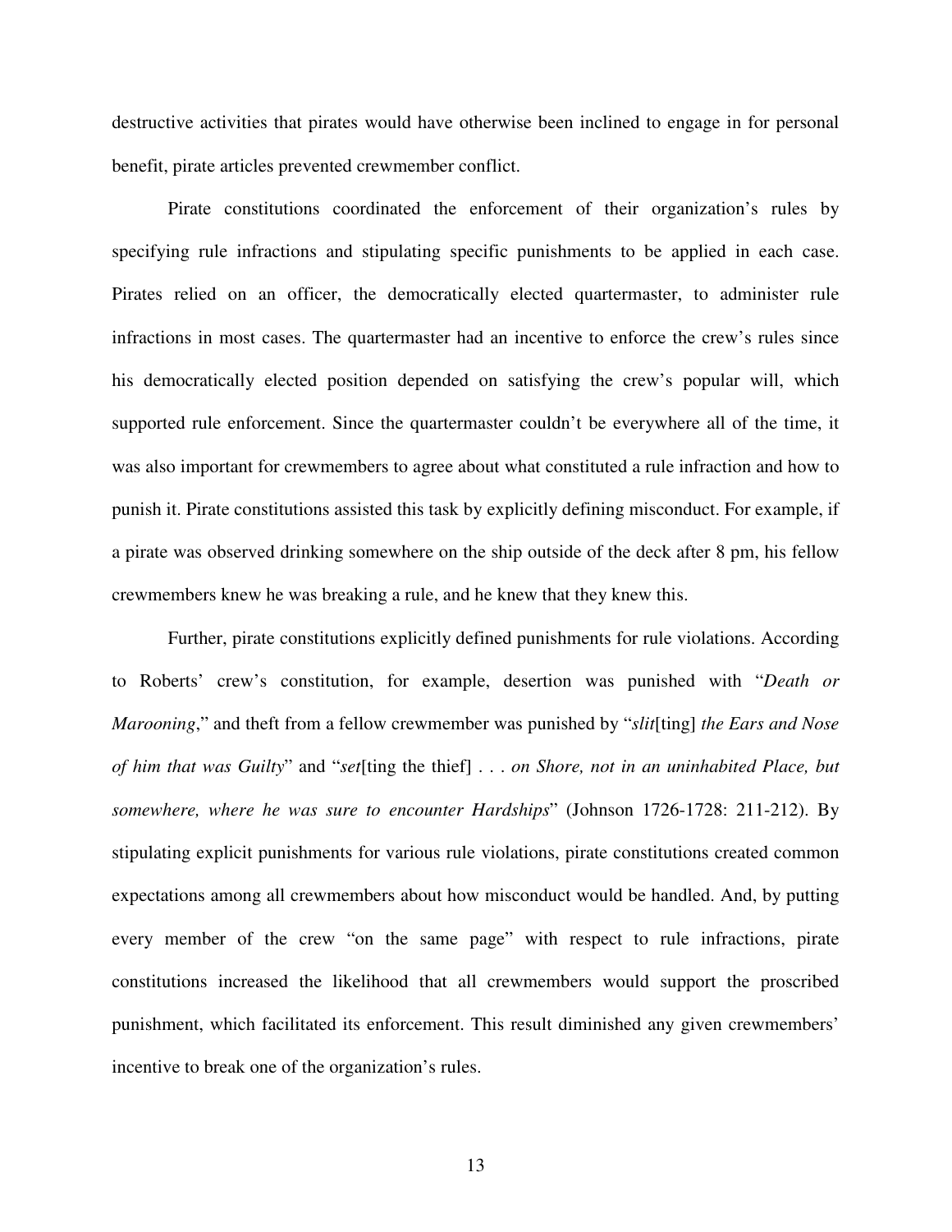destructive activities that pirates would have otherwise been inclined to engage in for personal benefit, pirate articles prevented crewmember conflict.

Pirate constitutions coordinated the enforcement of their organization's rules by specifying rule infractions and stipulating specific punishments to be applied in each case. Pirates relied on an officer, the democratically elected quartermaster, to administer rule infractions in most cases. The quartermaster had an incentive to enforce the crew's rules since his democratically elected position depended on satisfying the crew's popular will, which supported rule enforcement. Since the quartermaster couldn't be everywhere all of the time, it was also important for crewmembers to agree about what constituted a rule infraction and how to punish it. Pirate constitutions assisted this task by explicitly defining misconduct. For example, if a pirate was observed drinking somewhere on the ship outside of the deck after 8 pm, his fellow crewmembers knew he was breaking a rule, and he knew that they knew this.

Further, pirate constitutions explicitly defined punishments for rule violations. According to Roberts' crew's constitution, for example, desertion was punished with "*Death or Marooning*," and theft from a fellow crewmember was punished by "*slit*[ting] *the Ears and Nose of him that was Guilty*" and "*set*[ting the thief] . . . *on Shore, not in an uninhabited Place, but somewhere, where he was sure to encounter Hardships*" (Johnson 1726-1728: 211-212). By stipulating explicit punishments for various rule violations, pirate constitutions created common expectations among all crewmembers about how misconduct would be handled. And, by putting every member of the crew "on the same page" with respect to rule infractions, pirate constitutions increased the likelihood that all crewmembers would support the proscribed punishment, which facilitated its enforcement. This result diminished any given crewmembers' incentive to break one of the organization's rules.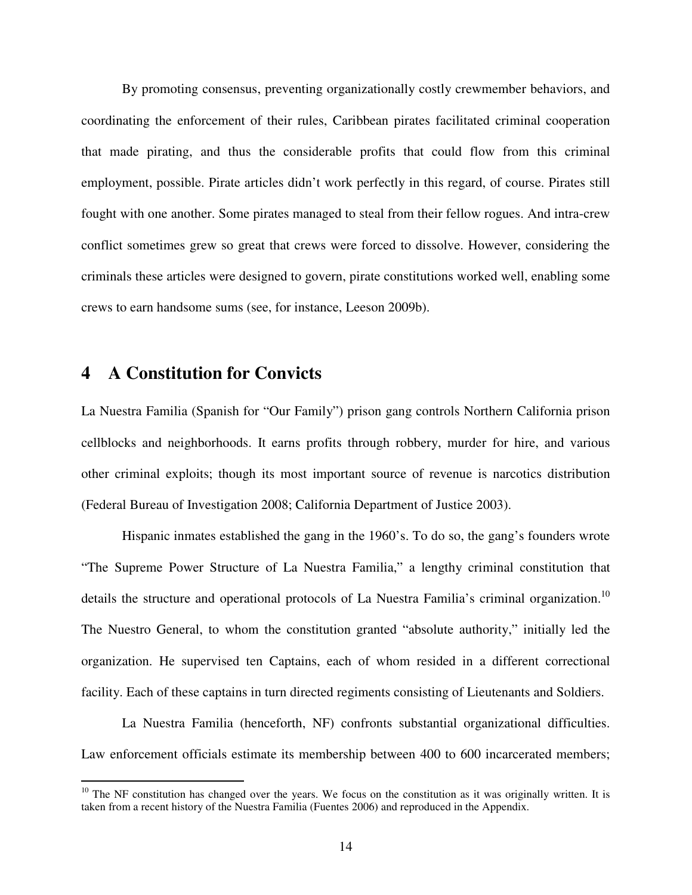By promoting consensus, preventing organizationally costly crewmember behaviors, and coordinating the enforcement of their rules, Caribbean pirates facilitated criminal cooperation that made pirating, and thus the considerable profits that could flow from this criminal employment, possible. Pirate articles didn't work perfectly in this regard, of course. Pirates still fought with one another. Some pirates managed to steal from their fellow rogues. And intra-crew conflict sometimes grew so great that crews were forced to dissolve. However, considering the criminals these articles were designed to govern, pirate constitutions worked well, enabling some crews to earn handsome sums (see, for instance, Leeson 2009b).

## 4 A Constitution for Convicts

La Nuestra Familia (Spanish for "Our Family") prison gang controls Northern California prison cellblocks and neighborhoods. It earns profits through robbery, murder for hire, and various other criminal exploits; though its most important source of revenue is narcotics distribution (Federal Bureau of Investigation 2008; California Department of Justice 2003).

Hispanic inmates established the gang in the 1960's. To do so, the gang's founders wrote "The Supreme Power Structure of La Nuestra Familia," a lengthy criminal constitution that details the structure and operational protocols of La Nuestra Familia's criminal organization.[10] The Nuestro General, to whom the constitution granted "absolute authority," initially led the organization. He supervised ten Captains, each of whom resided in a different correctional facility. Each of these captains in turn directed regiments consisting of Lieutenants and Soldiers.

La Nuestra Familia (henceforth, NF) confronts substantial organizational difficulties. Law enforcement officials estimate its membership between 400 to 600 incarcerated members;

[10] The NF constitution has changed over the years. We focus on the constitution as it was originally written. It is taken from a recent history of the Nuestra Familia (Fuentes 2006) and reproduced in the Appendix.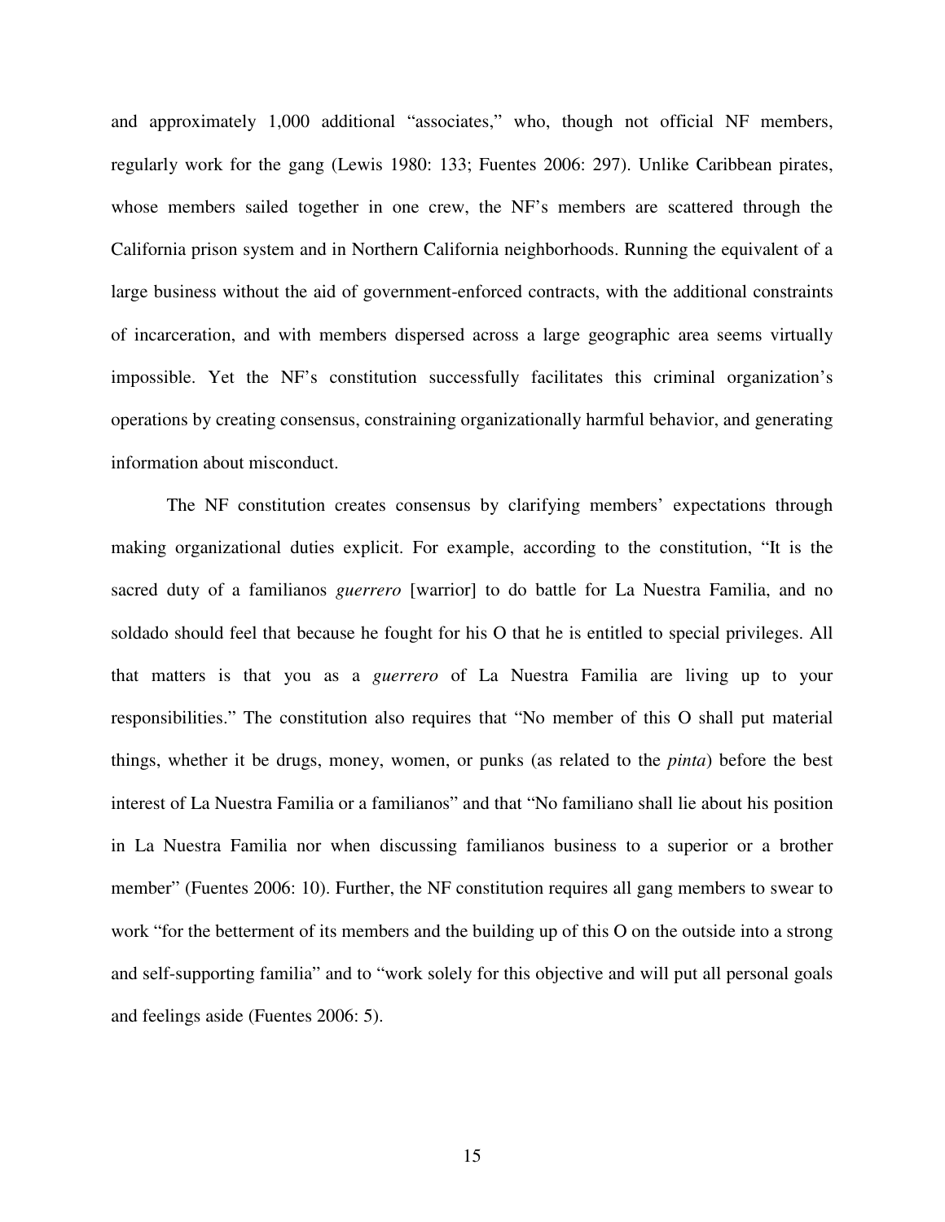and approximately 1,000 additional "associates," who, though not official NF members, regularly work for the gang (Lewis 1980: 133; Fuentes 2006: 297). Unlike Caribbean pirates, whose members sailed together in one crew, the NF's members are scattered through the California prison system and in Northern California neighborhoods. Running the equivalent of a large business without the aid of government-enforced contracts, with the additional constraints of incarceration, and with members dispersed across a large geographic area seems virtually impossible. Yet the NF's constitution successfully facilitates this criminal organization's operations by creating consensus, constraining organizationally harmful behavior, and generating information about misconduct.

The NF constitution creates consensus by clarifying members' expectations through making organizational duties explicit. For example, according to the constitution, "It is the sacred duty of a familianos *guerrero* [warrior] to do battle for La Nuestra Familia, and no soldado should feel that because he fought for his O that he is entitled to special privileges. All that matters is that you as a *guerrero* of La Nuestra Familia are living up to your responsibilities." The constitution also requires that "No member of this O shall put material things, whether it be drugs, money, women, or punks (as related to the *pinta*) before the best interest of La Nuestra Familia or a familianos" and that "No familiano shall lie about his position in La Nuestra Familia nor when discussing familianos business to a superior or a brother member" (Fuentes 2006: 10). Further, the NF constitution requires all gang members to swear to work "for the betterment of its members and the building up of this O on the outside into a strong and self-supporting familia" and to "work solely for this objective and will put all personal goals and feelings aside (Fuentes 2006: 5).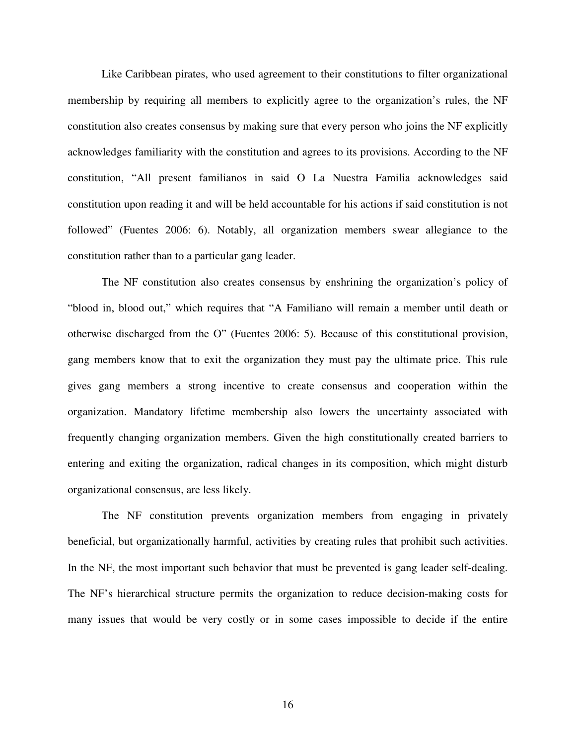Like Caribbean pirates, who used agreement to their constitutions to filter organizational membership by requiring all members to explicitly agree to the organization's rules, the NF constitution also creates consensus by making sure that every person who joins the NF explicitly acknowledges familiarity with the constitution and agrees to its provisions. According to the NF constitution, "All present familianos in said O La Nuestra Familia acknowledges said constitution upon reading it and will be held accountable for his actions if said constitution is not followed" (Fuentes 2006: 6). Notably, all organization members swear allegiance to the constitution rather than to a particular gang leader.

The NF constitution also creates consensus by enshrining the organization's policy of "blood in, blood out," which requires that "A Familiano will remain a member until death or otherwise discharged from the O" (Fuentes 2006: 5). Because of this constitutional provision, gang members know that to exit the organization they must pay the ultimate price. This rule gives gang members a strong incentive to create consensus and cooperation within the organization. Mandatory lifetime membership also lowers the uncertainty associated with frequently changing organization members. Given the high constitutionally created barriers to entering and exiting the organization, radical changes in its composition, which might disturb organizational consensus, are less likely.

The NF constitution prevents organization members from engaging in privately beneficial, but organizationally harmful, activities by creating rules that prohibit such activities. In the NF, the most important such behavior that must be prevented is gang leader self-dealing. The NF's hierarchical structure permits the organization to reduce decision-making costs for many issues that would be very costly or in some cases impossible to decide if the entire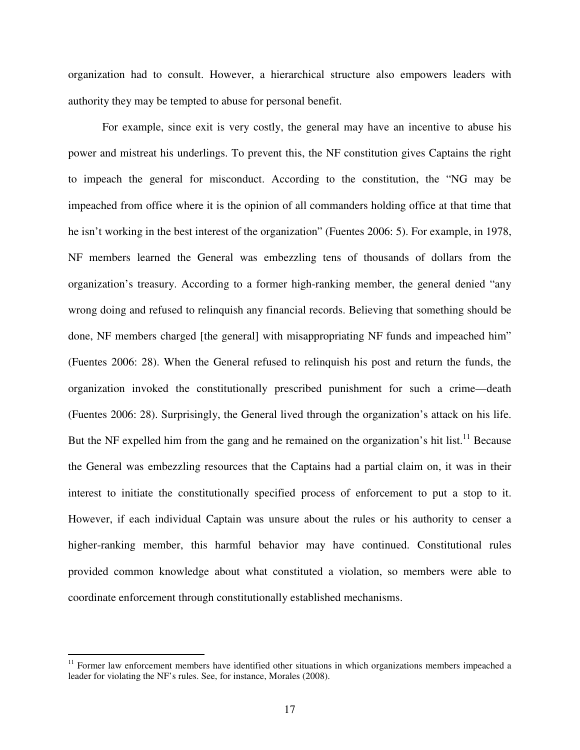organization had to consult. However, a hierarchical structure also empowers leaders with authority they may be tempted to abuse for personal benefit.

For example, since exit is very costly, the general may have an incentive to abuse his power and mistreat his underlings. To prevent this, the NF constitution gives Captains the right to impeach the general for misconduct. According to the constitution, the "NG may be impeached from office where it is the opinion of all commanders holding office at that time that he isn't working in the best interest of the organization" (Fuentes 2006: 5). For example, in 1978, NF members learned the General was embezzling tens of thousands of dollars from the organization's treasury. According to a former high-ranking member, the general denied "any wrong doing and refused to relinquish any financial records. Believing that something should be done, NF members charged [the general] with misappropriating NF funds and impeached him" (Fuentes 2006: 28). When the General refused to relinquish his post and return the funds, the organization invoked the constitutionally prescribed punishment for such a crime—death (Fuentes 2006: 28). Surprisingly, the General lived through the organization's attack on his life. But the NF expelled him from the gang and he remained on the organization's hit list.[11] Because the General was embezzling resources that the Captains had a partial claim on, it was in their interest to initiate the constitutionally specified process of enforcement to put a stop to it. However, if each individual Captain was unsure about the rules or his authority to censer a higher-ranking member, this harmful behavior may have continued. Constitutional rules provided common knowledge about what constituted a violation, so members were able to coordinate enforcement through constitutionally established mechanisms.

---

[11] Former law enforcement members have identified other situations in which organizations members impeached a leader for violating the NF's rules. See, for instance, Morales (2008).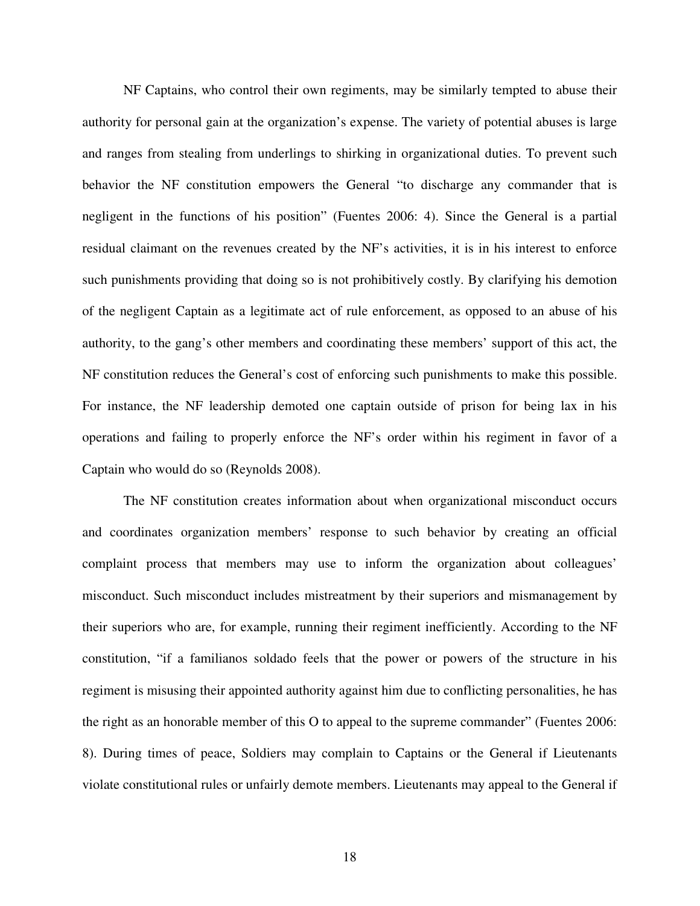NF Captains, who control their own regiments, may be similarly tempted to abuse their authority for personal gain at the organization's expense. The variety of potential abuses is large and ranges from stealing from underlings to shirking in organizational duties. To prevent such behavior the NF constitution empowers the General "to discharge any commander that is negligent in the functions of his position" (Fuentes 2006: 4). Since the General is a partial residual claimant on the revenues created by the NF's activities, it is in his interest to enforce such punishments providing that doing so is not prohibitively costly. By clarifying his demotion of the negligent Captain as a legitimate act of rule enforcement, as opposed to an abuse of his authority, to the gang's other members and coordinating these members' support of this act, the NF constitution reduces the General's cost of enforcing such punishments to make this possible. For instance, the NF leadership demoted one captain outside of prison for being lax in his operations and failing to properly enforce the NF's order within his regiment in favor of a Captain who would do so (Reynolds 2008).

The NF constitution creates information about when organizational misconduct occurs and coordinates organization members' response to such behavior by creating an official complaint process that members may use to inform the organization about colleagues' misconduct. Such misconduct includes mistreatment by their superiors and mismanagement by their superiors who are, for example, running their regiment inefficiently. According to the NF constitution, "if a familianos soldado feels that the power or powers of the structure in his regiment is misusing their appointed authority against him due to conflicting personalities, he has the right as an honorable member of this O to appeal to the supreme commander" (Fuentes 2006: 8). During times of peace, Soldiers may complain to Captains or the General if Lieutenants violate constitutional rules or unfairly demote members. Lieutenants may appeal to the General if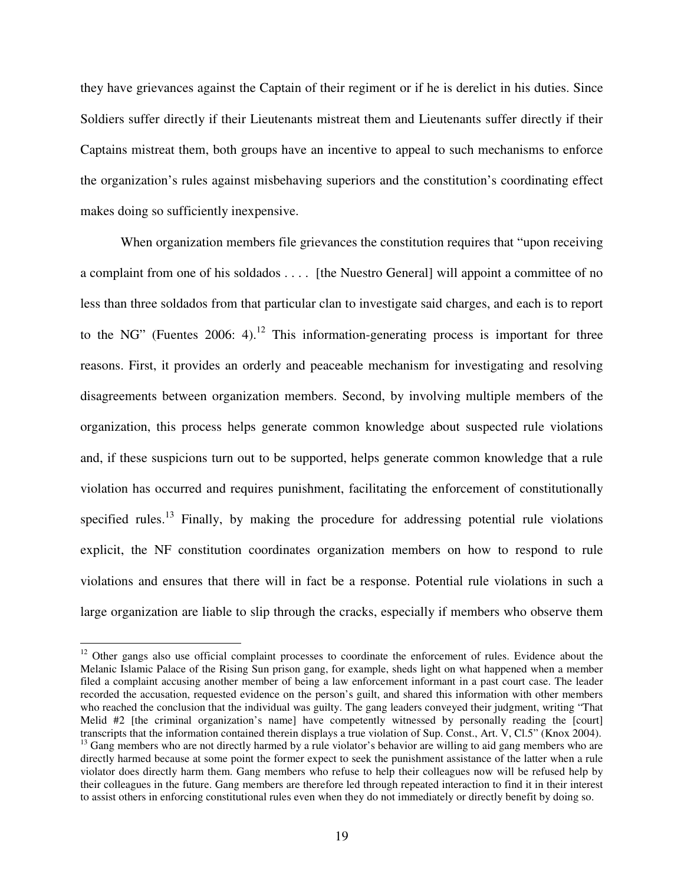they have grievances against the Captain of their regiment or if he is derelict in his duties. Since Soldiers suffer directly if their Lieutenants mistreat them and Lieutenants suffer directly if their Captains mistreat them, both groups have an incentive to appeal to such mechanisms to enforce the organization's rules against misbehaving superiors and the constitution's coordinating effect makes doing so sufficiently inexpensive.

When organization members file grievances the constitution requires that "upon receiving a complaint from one of his soldados . . . . [the Nuestro General] will appoint a committee of no less than three soldados from that particular clan to investigate said charges, and each is to report to the NG" (Fuentes 2006: 4).[12] This information-generating process is important for three reasons. First, it provides an orderly and peaceable mechanism for investigating and resolving disagreements between organization members. Second, by involving multiple members of the organization, this process helps generate common knowledge about suspected rule violations and, if these suspicions turn out to be supported, helps generate common knowledge that a rule violation has occurred and requires punishment, facilitating the enforcement of constitutionally specified rules.[13] Finally, by making the procedure for addressing potential rule violations explicit, the NF constitution coordinates organization members on how to respond to rule violations and ensures that there will in fact be a response. Potential rule violations in such a large organization are liable to slip through the cracks, especially if members who observe them

---

[12] Other gangs also use official complaint processes to coordinate the enforcement of rules. Evidence about the Melanic Islamic Palace of the Rising Sun prison gang, for example, sheds light on what happened when a member filed a complaint accusing another member of being a law enforcement informant in a past court case. The leader recorded the accusation, requested evidence on the person's guilt, and shared this information with other members who reached the conclusion that the individual was guilty. The gang leaders conveyed their judgment, writing "That Melid #2 [the criminal organization's name] have competently witnessed by personally reading the [court] transcripts that the information contained therein displays a true violation of Sup. Const., Art. V, Cl.5" (Knox 2004).

[13] Gang members who are not directly harmed by a rule violator's behavior are willing to aid gang members who are directly harmed because at some point the former expect to seek the punishment assistance of the latter when a rule violator does directly harm them. Gang members who refuse to help their colleagues now will be refused help by their colleagues in the future. Gang members are therefore led through repeated interaction to find it in their interest to assist others in enforcing constitutional rules even when they do not immediately or directly benefit by doing so.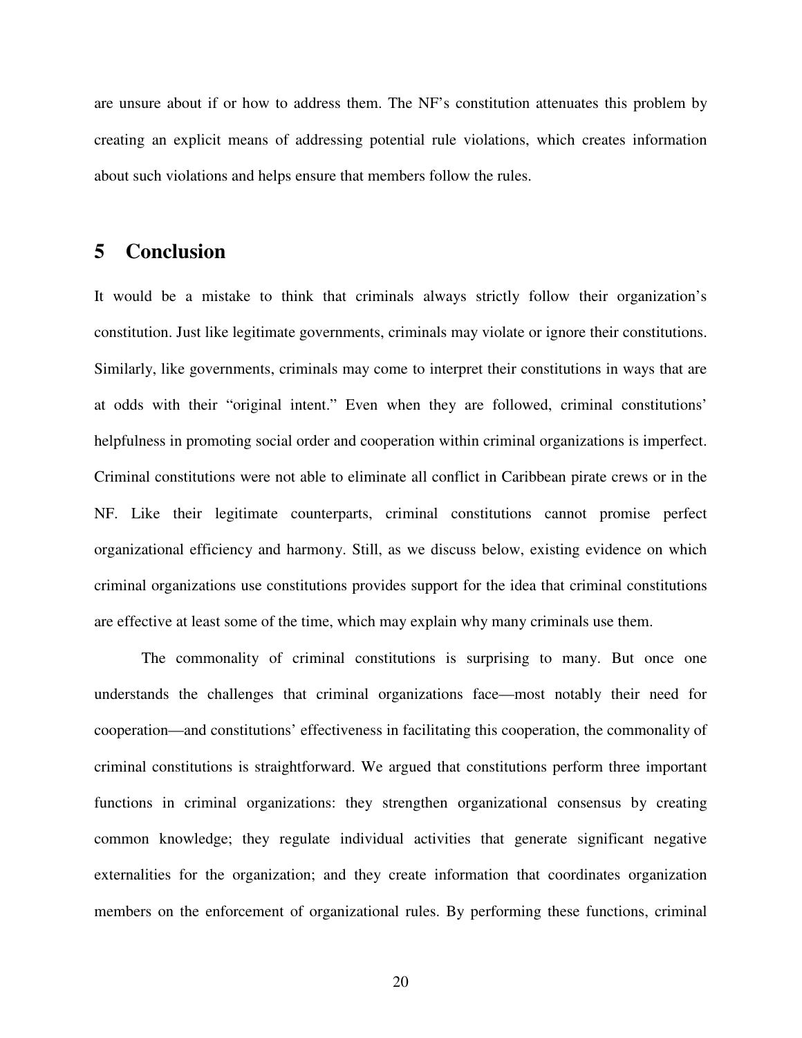are unsure about if or how to address them. The NF's constitution attenuates this problem by creating an explicit means of addressing potential rule violations, which creates information about such violations and helps ensure that members follow the rules.

# 5 Conclusion

It would be a mistake to think that criminals always strictly follow their organization's constitution. Just like legitimate governments, criminals may violate or ignore their constitutions. Similarly, like governments, criminals may come to interpret their constitutions in ways that are at odds with their "original intent." Even when they are followed, criminal constitutions' helpfulness in promoting social order and cooperation within criminal organizations is imperfect. Criminal constitutions were not able to eliminate all conflict in Caribbean pirate crews or in the NF. Like their legitimate counterparts, criminal constitutions cannot promise perfect organizational efficiency and harmony. Still, as we discuss below, existing evidence on which criminal organizations use constitutions provides support for the idea that criminal constitutions are effective at least some of the time, which may explain why many criminals use them.

The commonality of criminal constitutions is surprising to many. But once one understands the challenges that criminal organizations face—most notably their need for cooperation—and constitutions' effectiveness in facilitating this cooperation, the commonality of criminal constitutions is straightforward. We argued that constitutions perform three important functions in criminal organizations: they strengthen organizational consensus by creating common knowledge; they regulate individual activities that generate significant negative externalities for the organization; and they create information that coordinates organization members on the enforcement of organizational rules. By performing these functions, criminal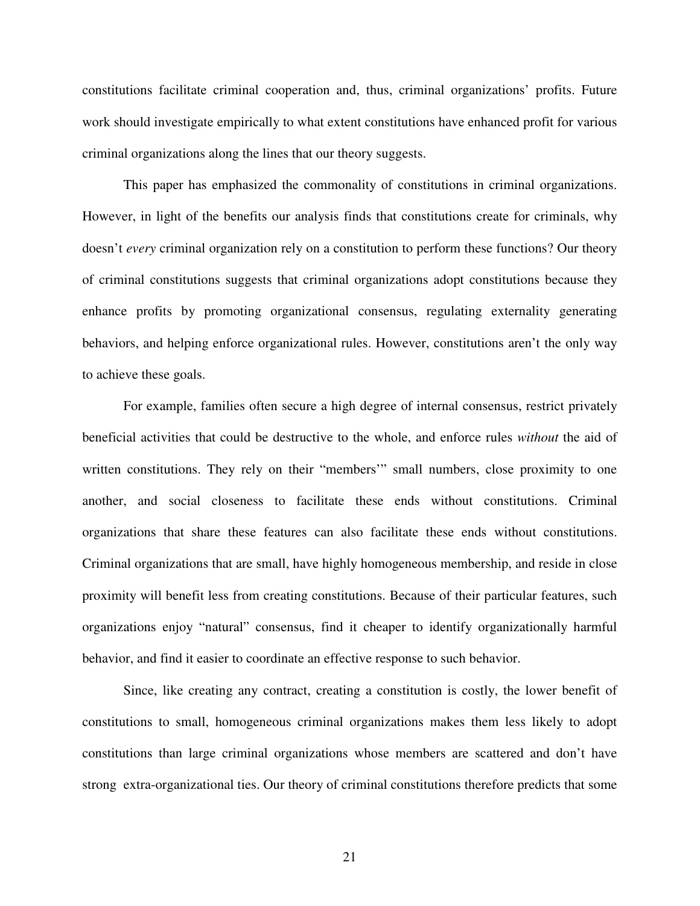constitutions facilitate criminal cooperation and, thus, criminal organizations' profits. Future work should investigate empirically to what extent constitutions have enhanced profit for various criminal organizations along the lines that our theory suggests.

This paper has emphasized the commonality of constitutions in criminal organizations. However, in light of the benefits our analysis finds that constitutions create for criminals, why doesn't *every* criminal organization rely on a constitution to perform these functions? Our theory of criminal constitutions suggests that criminal organizations adopt constitutions because they enhance profits by promoting organizational consensus, regulating externality generating behaviors, and helping enforce organizational rules. However, constitutions aren't the only way to achieve these goals.

For example, families often secure a high degree of internal consensus, restrict privately beneficial activities that could be destructive to the whole, and enforce rules *without* the aid of written constitutions. They rely on their "members'" small numbers, close proximity to one another, and social closeness to facilitate these ends without constitutions. Criminal organizations that share these features can also facilitate these ends without constitutions. Criminal organizations that are small, have highly homogeneous membership, and reside in close proximity will benefit less from creating constitutions. Because of their particular features, such organizations enjoy "natural" consensus, find it cheaper to identify organizationally harmful behavior, and find it easier to coordinate an effective response to such behavior.

Since, like creating any contract, creating a constitution is costly, the lower benefit of constitutions to small, homogeneous criminal organizations makes them less likely to adopt constitutions than large criminal organizations whose members are scattered and don't have strong extra-organizational ties. Our theory of criminal constitutions therefore predicts that some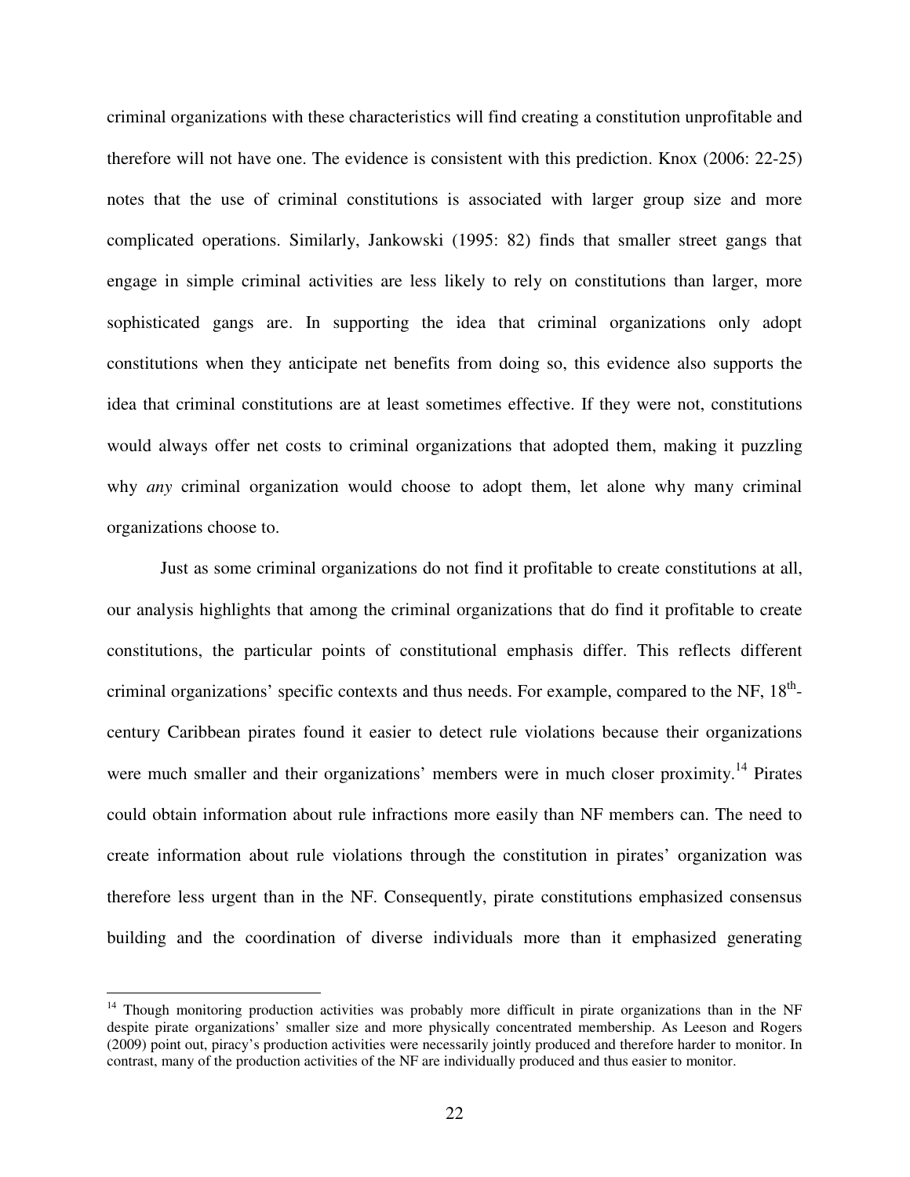criminal organizations with these characteristics will find creating a constitution unprofitable and therefore will not have one. The evidence is consistent with this prediction. Knox (2006: 22-25) notes that the use of criminal constitutions is associated with larger group size and more complicated operations. Similarly, Jankowski (1995: 82) finds that smaller street gangs that engage in simple criminal activities are less likely to rely on constitutions than larger, more sophisticated gangs are. In supporting the idea that criminal organizations only adopt constitutions when they anticipate net benefits from doing so, this evidence also supports the idea that criminal constitutions are at least sometimes effective. If they were not, constitutions would always offer net costs to criminal organizations that adopted them, making it puzzling why *any* criminal organization would choose to adopt them, let alone why many criminal organizations choose to.

Just as some criminal organizations do not find it profitable to create constitutions at all, our analysis highlights that among the criminal organizations that do find it profitable to create constitutions, the particular points of constitutional emphasis differ. This reflects different criminal organizations' specific contexts and thus needs. For example, compared to the NF, 18th-century Caribbean pirates found it easier to detect rule violations because their organizations were much smaller and their organizations' members were in much closer proximity.[14] Pirates could obtain information about rule infractions more easily than NF members can. The need to create information about rule violations through the constitution in pirates' organization was therefore less urgent than in the NF. Consequently, pirate constitutions emphasized consensus building and the coordination of diverse individuals more than it emphasized generating

[14] Though monitoring production activities was probably more difficult in pirate organizations than in the NF despite pirate organizations' smaller size and more physically concentrated membership. As Leeson and Rogers (2009) point out, piracy's production activities were necessarily jointly produced and therefore harder to monitor. In contrast, many of the production activities of the NF are individually produced and thus easier to monitor.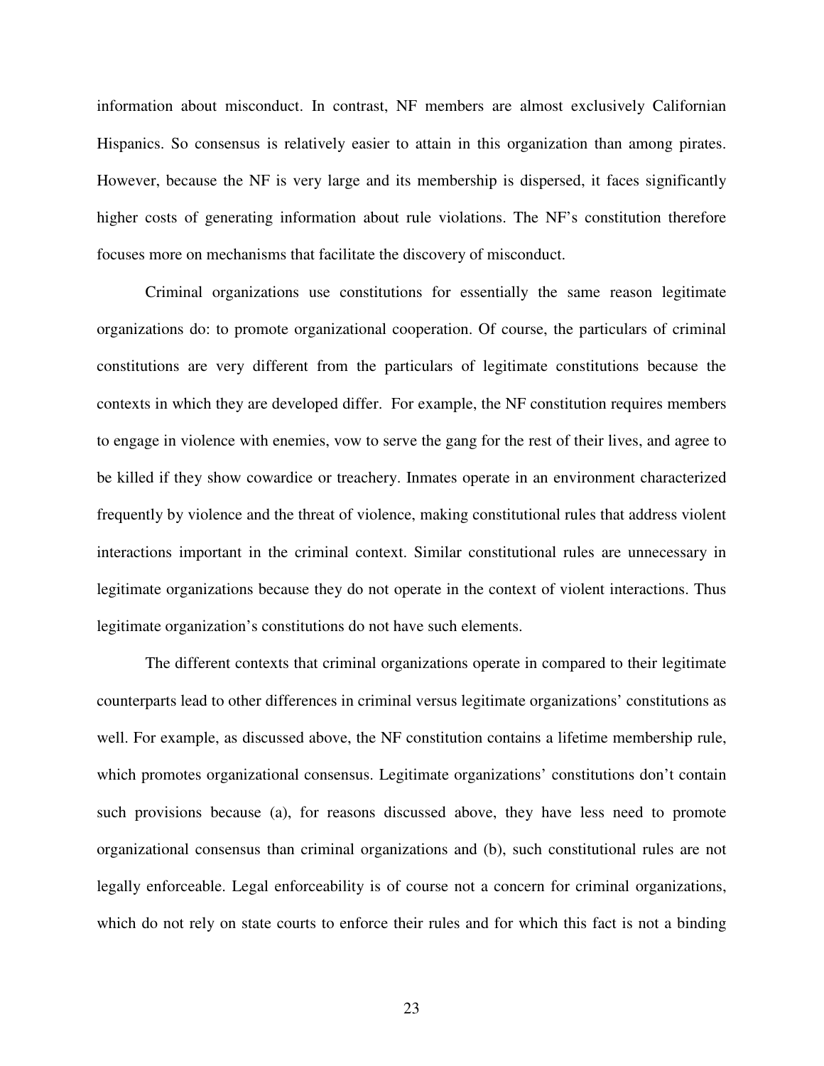information about misconduct. In contrast, NF members are almost exclusively Californian Hispanics. So consensus is relatively easier to attain in this organization than among pirates. However, because the NF is very large and its membership is dispersed, it faces significantly higher costs of generating information about rule violations. The NF's constitution therefore focuses more on mechanisms that facilitate the discovery of misconduct.

Criminal organizations use constitutions for essentially the same reason legitimate organizations do: to promote organizational cooperation. Of course, the particulars of criminal constitutions are very different from the particulars of legitimate constitutions because the contexts in which they are developed differ. For example, the NF constitution requires members to engage in violence with enemies, vow to serve the gang for the rest of their lives, and agree to be killed if they show cowardice or treachery. Inmates operate in an environment characterized frequently by violence and the threat of violence, making constitutional rules that address violent interactions important in the criminal context. Similar constitutional rules are unnecessary in legitimate organizations because they do not operate in the context of violent interactions. Thus legitimate organization's constitutions do not have such elements.

The different contexts that criminal organizations operate in compared to their legitimate counterparts lead to other differences in criminal versus legitimate organizations' constitutions as well. For example, as discussed above, the NF constitution contains a lifetime membership rule, which promotes organizational consensus. Legitimate organizations' constitutions don't contain such provisions because (a), for reasons discussed above, they have less need to promote organizational consensus than criminal organizations and (b), such constitutional rules are not legally enforceable. Legal enforceability is of course not a concern for criminal organizations, which do not rely on state courts to enforce their rules and for which this fact is not a binding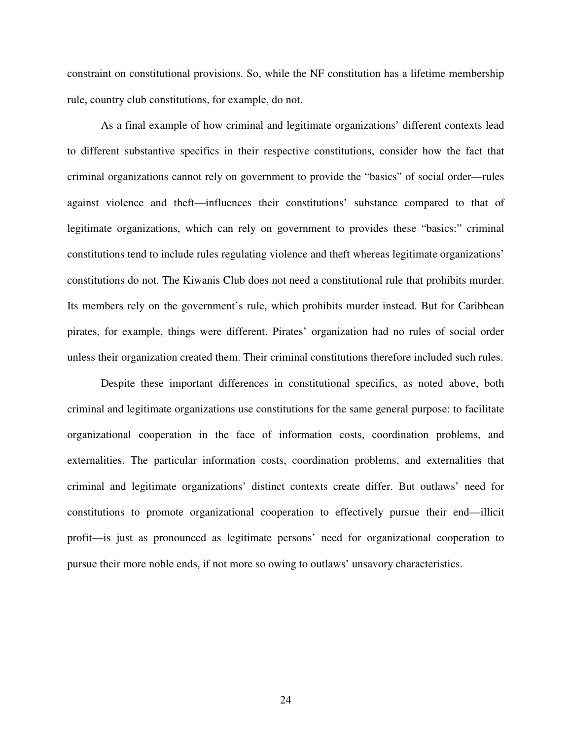constraint on constitutional provisions. So, while the NF constitution has a lifetime membership rule, country club constitutions, for example, do not.

As a final example of how criminal and legitimate organizations' different contexts lead to different substantive specifics in their respective constitutions, consider how the fact that criminal organizations cannot rely on government to provide the "basics" of social order—rules against violence and theft—influences their constitutions' substance compared to that of legitimate organizations, which can rely on government to provides these "basics:" criminal constitutions tend to include rules regulating violence and theft whereas legitimate organizations' constitutions do not. The Kiwanis Club does not need a constitutional rule that prohibits murder. Its members rely on the government's rule, which prohibits murder instead. But for Caribbean pirates, for example, things were different. Pirates' organization had no rules of social order unless their organization created them. Their criminal constitutions therefore included such rules.

Despite these important differences in constitutional specifics, as noted above, both criminal and legitimate organizations use constitutions for the same general purpose: to facilitate organizational cooperation in the face of information costs, coordination problems, and externalities. The particular information costs, coordination problems, and externalities that criminal and legitimate organizations' distinct contexts create differ. But outlaws' need for constitutions to promote organizational cooperation to effectively pursue their end—illicit profit—is just as pronounced as legitimate persons' need for organizational cooperation to pursue their more noble ends, if not more so owing to outlaws' unsavory characteristics.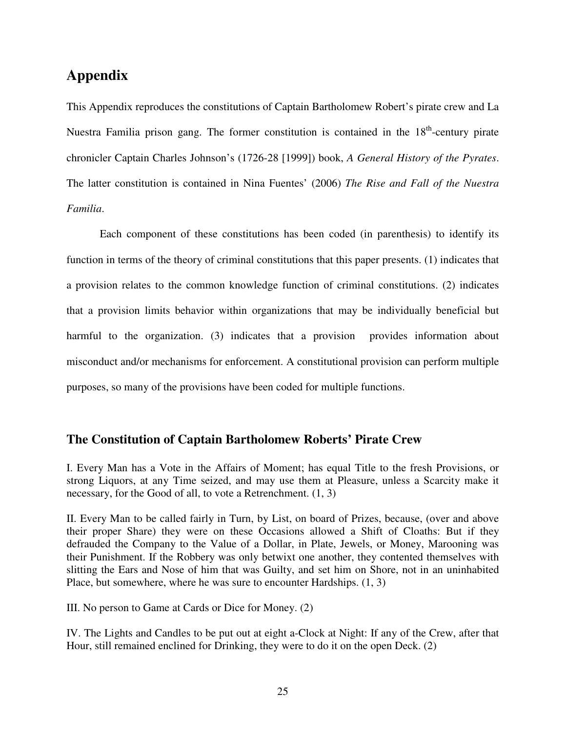## Appendix

This Appendix reproduces the constitutions of Captain Bartholomew Robert's pirate crew and La Nuestra Familia prison gang. The former constitution is contained in the 18th-century pirate chronicler Captain Charles Johnson's (1726-28 [1999]) book, *A General History of the Pyrates*. The latter constitution is contained in Nina Fuentes' (2006) *The Rise and Fall of the Nuestra Familia*.

Each component of these constitutions has been coded (in parenthesis) to identify its function in terms of the theory of criminal constitutions that this paper presents. (1) indicates that a provision relates to the common knowledge function of criminal constitutions. (2) indicates that a provision limits behavior within organizations that may be individually beneficial but harmful to the organization. (3) indicates that a provision provides information about misconduct and/or mechanisms for enforcement. A constitutional provision can perform multiple purposes, so many of the provisions have been coded for multiple functions.

### The Constitution of Captain Bartholomew Roberts' Pirate Crew

I. Every Man has a Vote in the Affairs of Moment; has equal Title to the fresh Provisions, or strong Liquors, at any Time seized, and may use them at Pleasure, unless a Scarcity make it necessary, for the Good of all, to vote a Retrenchment. (1, 3)

II. Every Man to be called fairly in Turn, by List, on board of Prizes, because, (over and above their proper Share) they were on these Occasions allowed a Shift of Cloaths: But if they defrauded the Company to the Value of a Dollar, in Plate, Jewels, or Money, Marooning was their Punishment. If the Robbery was only betwixt one another, they contented themselves with slitting the Ears and Nose of him that was Guilty, and set him on Shore, not in an uninhabited Place, but somewhere, where he was sure to encounter Hardships. (1, 3)

III. No person to Game at Cards or Dice for Money. (2)

IV. The Lights and Candles to be put out at eight a-Clock at Night: If any of the Crew, after that Hour, still remained enclined for Drinking, they were to do it on the open Deck. (2)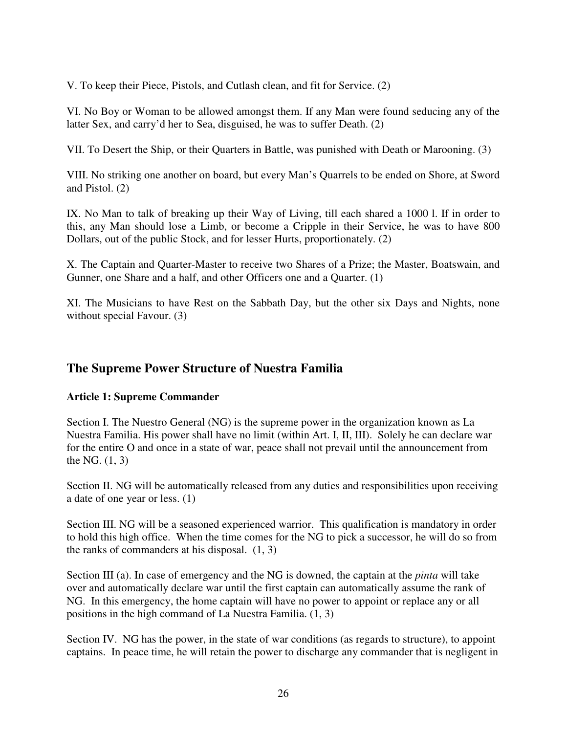V. To keep their Piece, Pistols, and Cutlash clean, and fit for Service. (2)

VI. No Boy or Woman to be allowed amongst them. If any Man were found seducing any of the latter Sex, and carry'd her to Sea, disguised, he was to suffer Death. (2)

VII. To Desert the Ship, or their Quarters in Battle, was punished with Death or Marooning. (3)

VIII. No striking one another on board, but every Man's Quarrels to be ended on Shore, at Sword and Pistol. (2)

IX. No Man to talk of breaking up their Way of Living, till each shared a 1000 l. If in order to this, any Man should lose a Limb, or become a Cripple in their Service, he was to have 800 Dollars, out of the public Stock, and for lesser Hurts, proportionately. (2)

X. The Captain and Quarter-Master to receive two Shares of a Prize; the Master, Boatswain, and Gunner, one Share and a half, and other Officers one and a Quarter. (1)

XI. The Musicians to have Rest on the Sabbath Day, but the other six Days and Nights, none without special Favour. (3)

## The Supreme Power Structure of Nuestra Familia

**Article 1: Supreme Commander**

Section I. The Nuestro General (NG) is the supreme power in the organization known as La Nuestra Familia. His power shall have no limit (within Art. I, II, III). Solely he can declare war for the entire O and once in a state of war, peace shall not prevail until the announcement from the NG. (1, 3)

Section II. NG will be automatically released from any duties and responsibilities upon receiving a date of one year or less. (1)

Section III. NG will be a seasoned experienced warrior. This qualification is mandatory in order to hold this high office. When the time comes for the NG to pick a successor, he will do so from the ranks of commanders at his disposal. (1, 3)

Section III (a). In case of emergency and the NG is downed, the captain at the *pinta* will take over and automatically declare war until the first captain can automatically assume the rank of NG. In this emergency, the home captain will have no power to appoint or replace any or all positions in the high command of La Nuestra Familia. (1, 3)

Section IV. NG has the power, in the state of war conditions (as regards to structure), to appoint captains. In peace time, he will retain the power to discharge any commander that is negligent in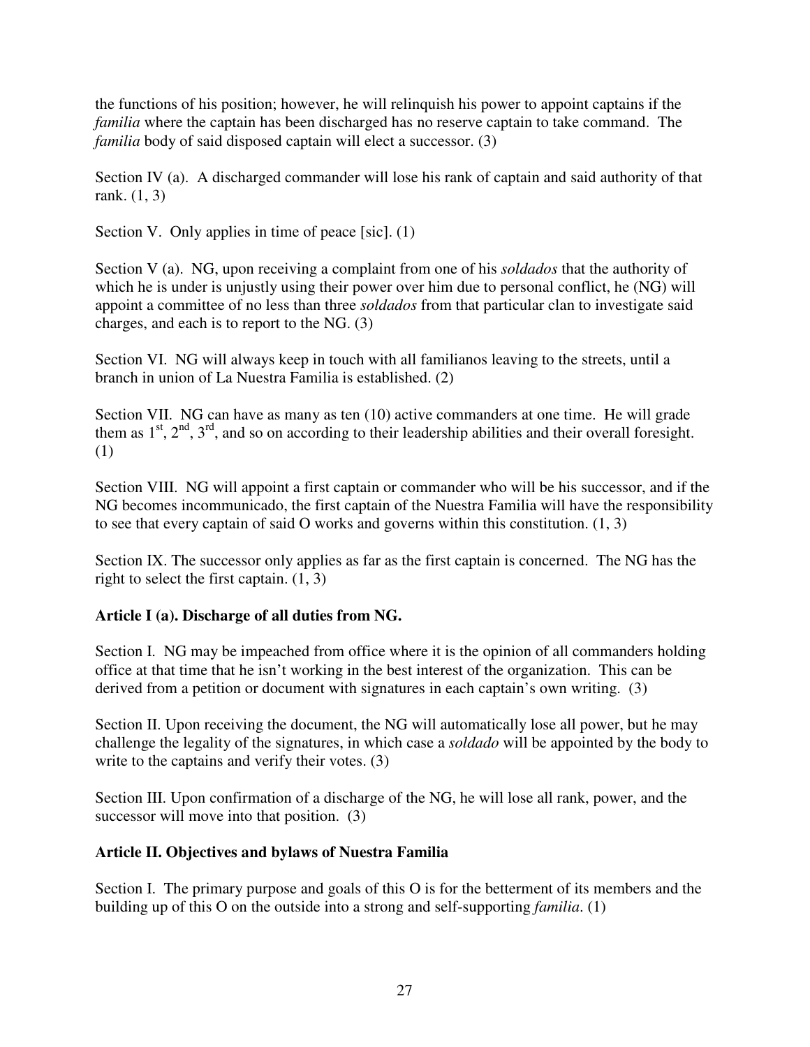the functions of his position; however, he will relinquish his power to appoint captains if the *familia* where the captain has been discharged has no reserve captain to take command. The *familia* body of said disposed captain will elect a successor. (3)

Section IV (a). A discharged commander will lose his rank of captain and said authority of that rank. (1, 3)

Section V. Only applies in time of peace [sic]. (1)

Section V (a). NG, upon receiving a complaint from one of his *soldados* that the authority of which he is under is unjustly using their power over him due to personal conflict, he (NG) will appoint a committee of no less than three *soldados* from that particular clan to investigate said charges, and each is to report to the NG. (3)

Section VI. NG will always keep in touch with all familianos leaving to the streets, until a branch in union of La Nuestra Familia is established. (2)

Section VII. NG can have as many as ten (10) active commanders at one time. He will grade them as 1st, 2nd, 3rd, and so on according to their leadership abilities and their overall foresight. (1)

Section VIII. NG will appoint a first captain or commander who will be his successor, and if the NG becomes incommunicado, the first captain of the Nuestra Familia will have the responsibility to see that every captain of said O works and governs within this constitution. (1, 3)

Section IX. The successor only applies as far as the first captain is concerned. The NG has the right to select the first captain. (1, 3)

**Article I (a). Discharge of all duties from NG.**

Section I. NG may be impeached from office where it is the opinion of all commanders holding office at that time that he isn't working in the best interest of the organization. This can be derived from a petition or document with signatures in each captain's own writing. (3)

Section II. Upon receiving the document, the NG will automatically lose all power, but he may challenge the legality of the signatures, in which case a *soldado* will be appointed by the body to write to the captains and verify their votes. (3)

Section III. Upon confirmation of a discharge of the NG, he will lose all rank, power, and the successor will move into that position. (3)

**Article II. Objectives and bylaws of Nuestra Familia**

Section I. The primary purpose and goals of this O is for the betterment of its members and the building up of this O on the outside into a strong and self-supporting *familia*. (1)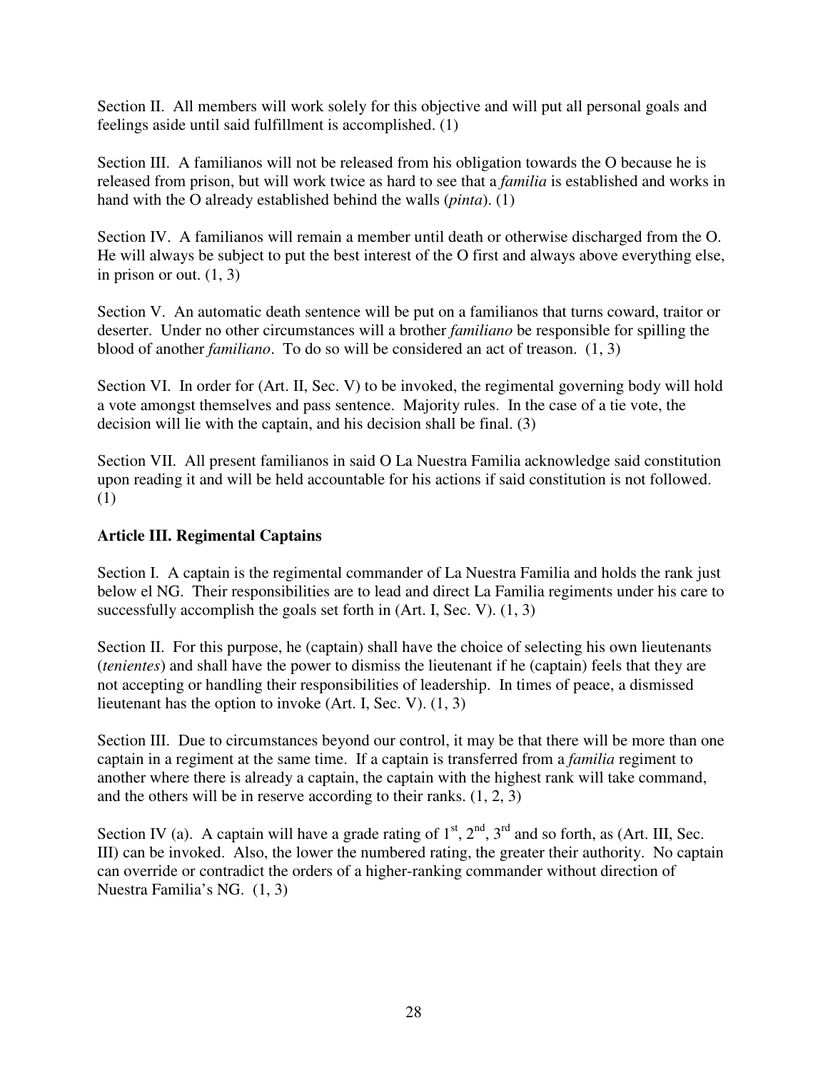Section II. All members will work solely for this objective and will put all personal goals and feelings aside until said fulfillment is accomplished. (1)

Section III. A familianos will not be released from his obligation towards the O because he is released from prison, but will work twice as hard to see that a *familia* is established and works in hand with the O already established behind the walls (*pinta*). (1)

Section IV. A familianos will remain a member until death or otherwise discharged from the O. He will always be subject to put the best interest of the O first and always above everything else, in prison or out. (1, 3)

Section V. An automatic death sentence will be put on a familianos that turns coward, traitor or deserter. Under no other circumstances will a brother *familiano* be responsible for spilling the blood of another *familiano*. To do so will be considered an act of treason. (1, 3)

Section VI. In order for (Art. II, Sec. V) to be invoked, the regimental governing body will hold a vote amongst themselves and pass sentence. Majority rules. In the case of a tie vote, the decision will lie with the captain, and his decision shall be final. (3)

Section VII. All present familianos in said O La Nuestra Familia acknowledge said constitution upon reading it and will be held accountable for his actions if said constitution is not followed. (1)

### Article III. Regimental Captains

Section I. A captain is the regimental commander of La Nuestra Familia and holds the rank just below el NG. Their responsibilities are to lead and direct La Familia regiments under his care to successfully accomplish the goals set forth in (Art. I, Sec. V). (1, 3)

Section II. For this purpose, he (captain) shall have the choice of selecting his own lieutenants (*tenientes*) and shall have the power to dismiss the lieutenant if he (captain) feels that they are not accepting or handling their responsibilities of leadership. In times of peace, a dismissed lieutenant has the option to invoke (Art. I, Sec. V). (1, 3)

Section III. Due to circumstances beyond our control, it may be that there will be more than one captain in a regiment at the same time. If a captain is transferred from a *familia* regiment to another where there is already a captain, the captain with the highest rank will take command, and the others will be in reserve according to their ranks. (1, 2, 3)

Section IV (a). A captain will have a grade rating of 1st, 2nd, 3rd and so forth, as (Art. III, Sec. III) can be invoked. Also, the lower the numbered rating, the greater their authority. No captain can override or contradict the orders of a higher-ranking commander without direction of Nuestra Familia's NG. (1, 3)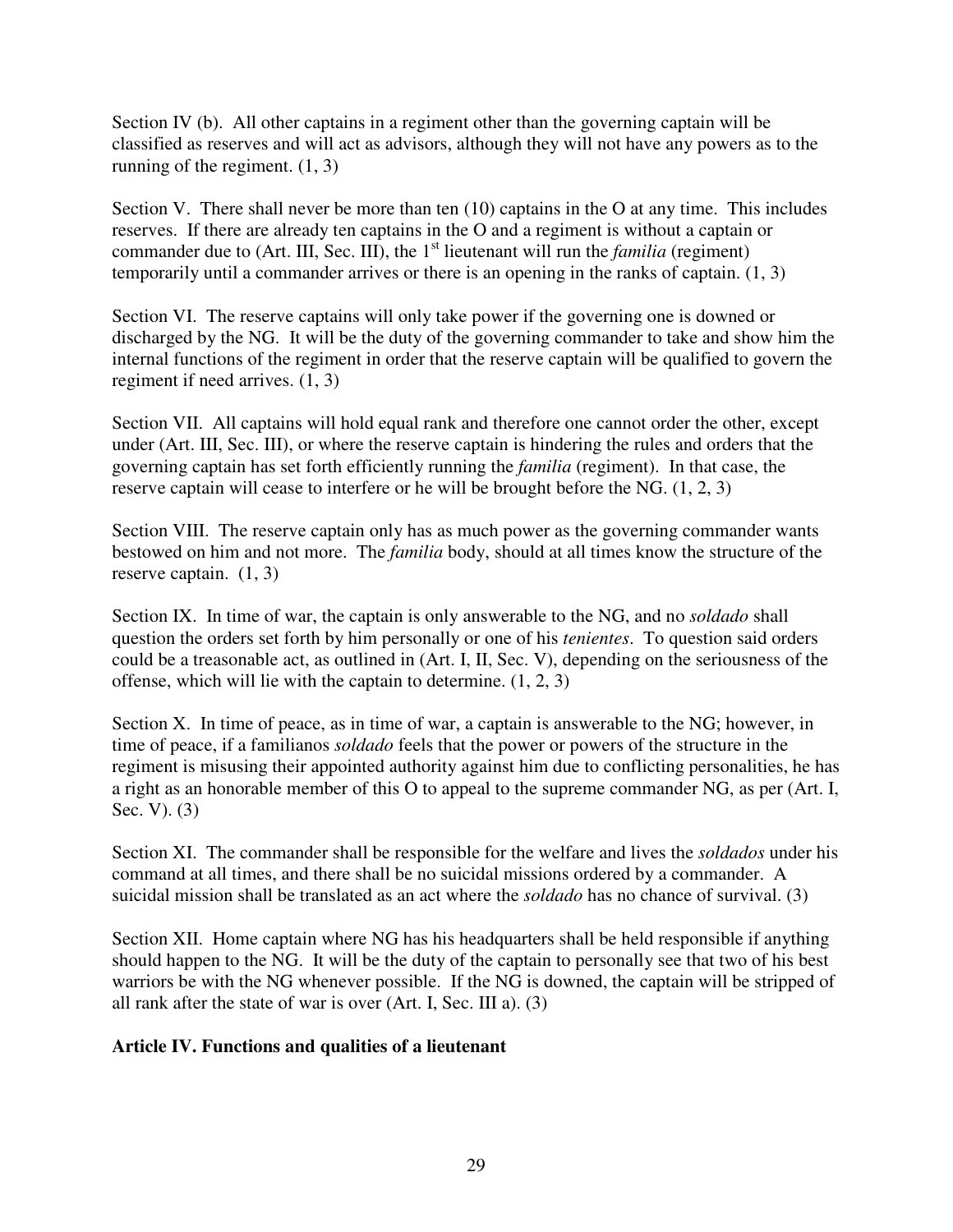Section IV (b). All other captains in a regiment other than the governing captain will be classified as reserves and will act as advisors, although they will not have any powers as to the running of the regiment. (1, 3)

Section V. There shall never be more than ten (10) captains in the O at any time. This includes reserves. If there are already ten captains in the O and a regiment is without a captain or commander due to (Art. III, Sec. III), the 1st lieutenant will run the *familia* (regiment) temporarily until a commander arrives or there is an opening in the ranks of captain. (1, 3)

Section VI. The reserve captains will only take power if the governing one is downed or discharged by the NG. It will be the duty of the governing commander to take and show him the internal functions of the regiment in order that the reserve captain will be qualified to govern the regiment if need arrives. (1, 3)

Section VII. All captains will hold equal rank and therefore one cannot order the other, except under (Art. III, Sec. III), or where the reserve captain is hindering the rules and orders that the governing captain has set forth efficiently running the *familia* (regiment). In that case, the reserve captain will cease to interfere or he will be brought before the NG. (1, 2, 3)

Section VIII. The reserve captain only has as much power as the governing commander wants bestowed on him and not more. The *familia* body, should at all times know the structure of the reserve captain. (1, 3)

Section IX. In time of war, the captain is only answerable to the NG, and no *soldado* shall question the orders set forth by him personally or one of his *tenientes*. To question said orders could be a treasonable act, as outlined in (Art. I, II, Sec. V), depending on the seriousness of the offense, which will lie with the captain to determine. (1, 2, 3)

Section X. In time of peace, as in time of war, a captain is answerable to the NG; however, in time of peace, if a familianos *soldado* feels that the power or powers of the structure in the regiment is misusing their appointed authority against him due to conflicting personalities, he has a right as an honorable member of this O to appeal to the supreme commander NG, as per (Art. I, Sec. V). (3)

Section XI. The commander shall be responsible for the welfare and lives the *soldados* under his command at all times, and there shall be no suicidal missions ordered by a commander. A suicidal mission shall be translated as an act where the *soldado* has no chance of survival. (3)

Section XII. Home captain where NG has his headquarters shall be held responsible if anything should happen to the NG. It will be the duty of the captain to personally see that two of his best warriors be with the NG whenever possible. If the NG is downed, the captain will be stripped of all rank after the state of war is over (Art. I, Sec. III a). (3)

**Article IV. Functions and qualities of a lieutenant**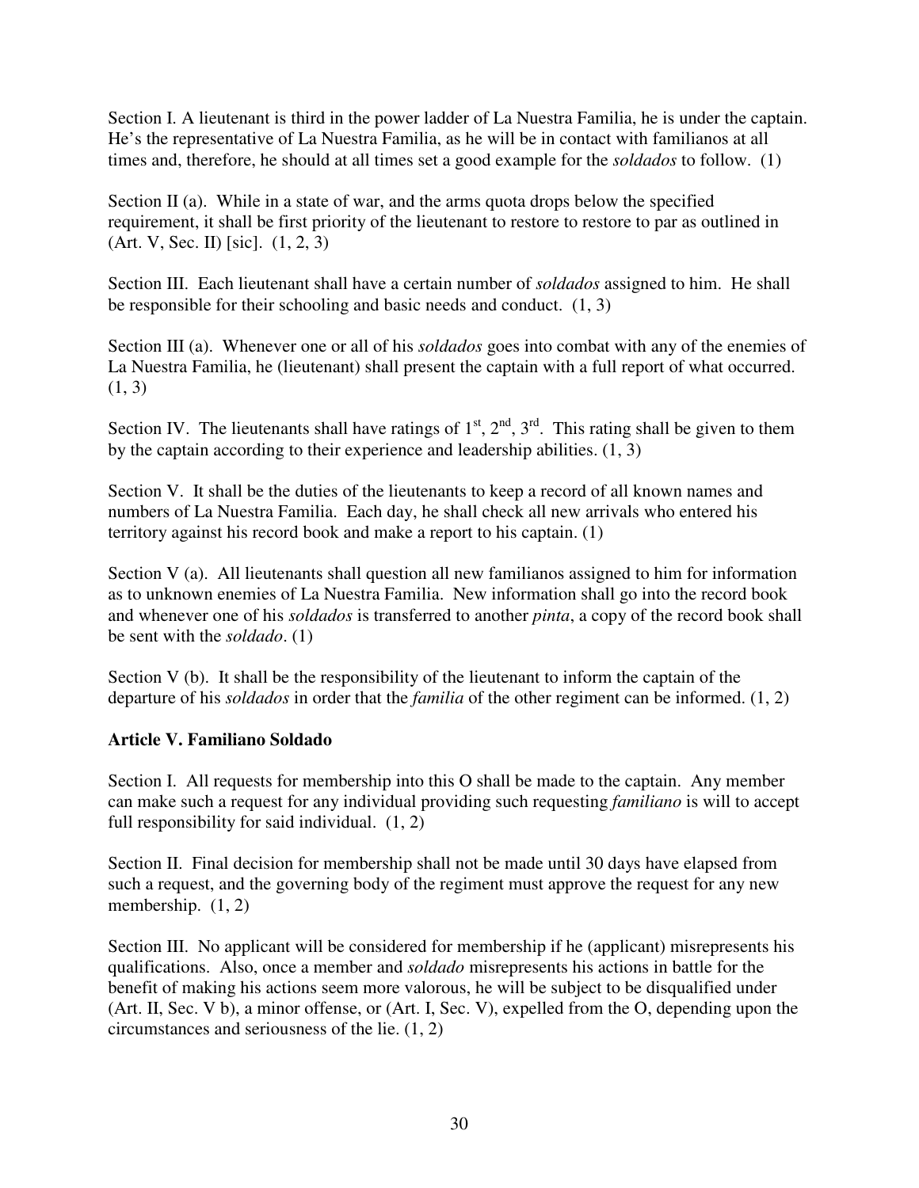Section I. A lieutenant is third in the power ladder of La Nuestra Familia, he is under the captain. He's the representative of La Nuestra Familia, as he will be in contact with familianos at all times and, therefore, he should at all times set a good example for the *soldados* to follow. (1)

Section II (a). While in a state of war, and the arms quota drops below the specified requirement, it shall be first priority of the lieutenant to restore to restore to par as outlined in (Art. V, Sec. II) [sic]. (1, 2, 3)

Section III. Each lieutenant shall have a certain number of *soldados* assigned to him. He shall be responsible for their schooling and basic needs and conduct. (1, 3)

Section III (a). Whenever one or all of his *soldados* goes into combat with any of the enemies of La Nuestra Familia, he (lieutenant) shall present the captain with a full report of what occurred. (1, 3)

Section IV. The lieutenants shall have ratings of 1st, 2nd, 3rd. This rating shall be given to them by the captain according to their experience and leadership abilities. (1, 3)

Section V. It shall be the duties of the lieutenants to keep a record of all known names and numbers of La Nuestra Familia. Each day, he shall check all new arrivals who entered his territory against his record book and make a report to his captain. (1)

Section V (a). All lieutenants shall question all new familianos assigned to him for information as to unknown enemies of La Nuestra Familia. New information shall go into the record book and whenever one of his *soldados* is transferred to another *pinta*, a copy of the record book shall be sent with the *soldado*. (1)

Section V (b). It shall be the responsibility of the lieutenant to inform the captain of the departure of his *soldados* in order that the *familia* of the other regiment can be informed. (1, 2)

**Article V. Familiano Soldado**

Section I. All requests for membership into this O shall be made to the captain. Any member can make such a request for any individual providing such requesting *familiano* is will to accept full responsibility for said individual. (1, 2)

Section II. Final decision for membership shall not be made until 30 days have elapsed from such a request, and the governing body of the regiment must approve the request for any new membership. (1, 2)

Section III. No applicant will be considered for membership if he (applicant) misrepresents his qualifications. Also, once a member and *soldado* misrepresents his actions in battle for the benefit of making his actions seem more valorous, he will be subject to be disqualified under (Art. II, Sec. V b), a minor offense, or (Art. I, Sec. V), expelled from the O, depending upon the circumstances and seriousness of the lie. (1, 2)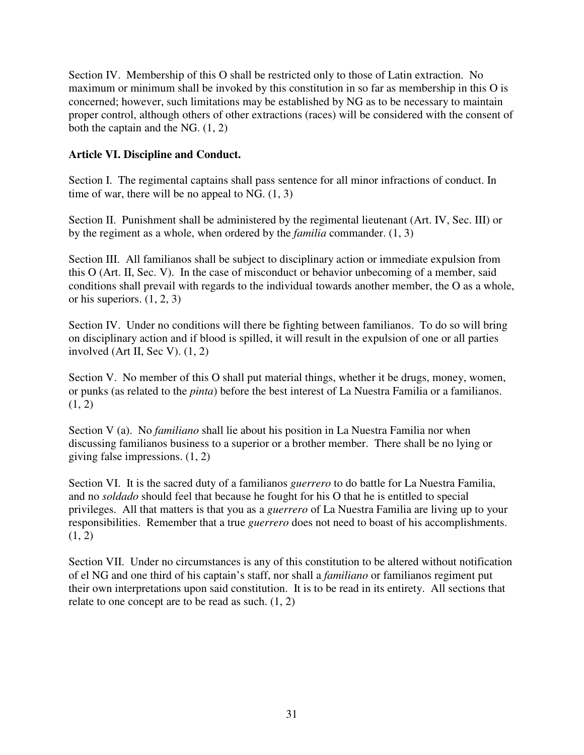Section IV. Membership of this O shall be restricted only to those of Latin extraction. No maximum or minimum shall be invoked by this constitution in so far as membership in this O is concerned; however, such limitations may be established by NG as to be necessary to maintain proper control, although others of other extractions (races) will be considered with the consent of both the captain and the NG. (1, 2)

**Article VI. Discipline and Conduct.**

Section I. The regimental captains shall pass sentence for all minor infractions of conduct. In time of war, there will be no appeal to NG. (1, 3)

Section II. Punishment shall be administered by the regimental lieutenant (Art. IV, Sec. III) or by the regiment as a whole, when ordered by the *familia* commander. (1, 3)

Section III. All familianos shall be subject to disciplinary action or immediate expulsion from this O (Art. II, Sec. V). In the case of misconduct or behavior unbecoming of a member, said conditions shall prevail with regards to the individual towards another member, the O as a whole, or his superiors. (1, 2, 3)

Section IV. Under no conditions will there be fighting between familianos. To do so will bring on disciplinary action and if blood is spilled, it will result in the expulsion of one or all parties involved (Art II, Sec V). (1, 2)

Section V. No member of this O shall put material things, whether it be drugs, money, women, or punks (as related to the *pinta*) before the best interest of La Nuestra Familia or a familianos. (1, 2)

Section V (a). No *familiano* shall lie about his position in La Nuestra Familia nor when discussing familianos business to a superior or a brother member. There shall be no lying or giving false impressions. (1, 2)

Section VI. It is the sacred duty of a familianos *guerrero* to do battle for La Nuestra Familia, and no *soldado* should feel that because he fought for his O that he is entitled to special privileges. All that matters is that you as a *guerrero* of La Nuestra Familia are living up to your responsibilities. Remember that a true *guerrero* does not need to boast of his accomplishments. (1, 2)

Section VII. Under no circumstances is any of this constitution to be altered without notification of el NG and one third of his captain's staff, nor shall a *familiano* or familianos regiment put their own interpretations upon said constitution. It is to be read in its entirety. All sections that relate to one concept are to be read as such. (1, 2)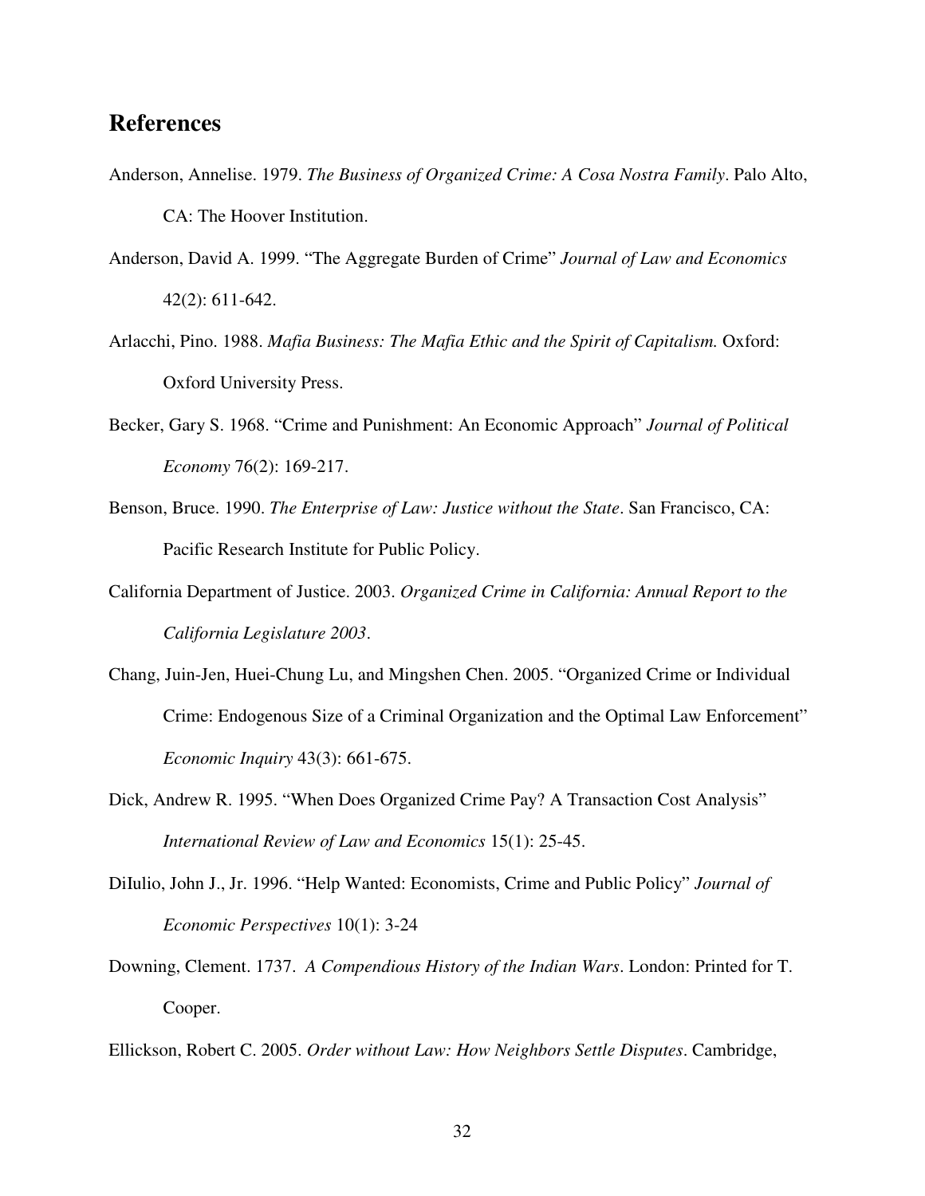## References

Anderson, Annelise. 1979. *The Business of Organized Crime: A Cosa Nostra Family*. Palo Alto, CA: The Hoover Institution.

Anderson, David A. 1999. "The Aggregate Burden of Crime" *Journal of Law and Economics* 42(2): 611-642.

Arlacchi, Pino. 1988. *Mafia Business: The Mafia Ethic and the Spirit of Capitalism.* Oxford: Oxford University Press.

Becker, Gary S. 1968. "Crime and Punishment: An Economic Approach" *Journal of Political Economy* 76(2): 169-217.

Benson, Bruce. 1990. *The Enterprise of Law: Justice without the State*. San Francisco, CA: Pacific Research Institute for Public Policy.

California Department of Justice. 2003. *Organized Crime in California: Annual Report to the California Legislature 2003*.

Chang, Juin-Jen, Huei-Chung Lu, and Mingshen Chen. 2005. "Organized Crime or Individual Crime: Endogenous Size of a Criminal Organization and the Optimal Law Enforcement" *Economic Inquiry* 43(3): 661-675.

Dick, Andrew R. 1995. "When Does Organized Crime Pay? A Transaction Cost Analysis" *International Review of Law and Economics* 15(1): 25-45.

DiIulio, John J., Jr. 1996. "Help Wanted: Economists, Crime and Public Policy" *Journal of Economic Perspectives* 10(1): 3-24

Downing, Clement. 1737. *A Compendious History of the Indian Wars*. London: Printed for T. Cooper.

Ellickson, Robert C. 2005. *Order without Law: How Neighbors Settle Disputes*. Cambridge,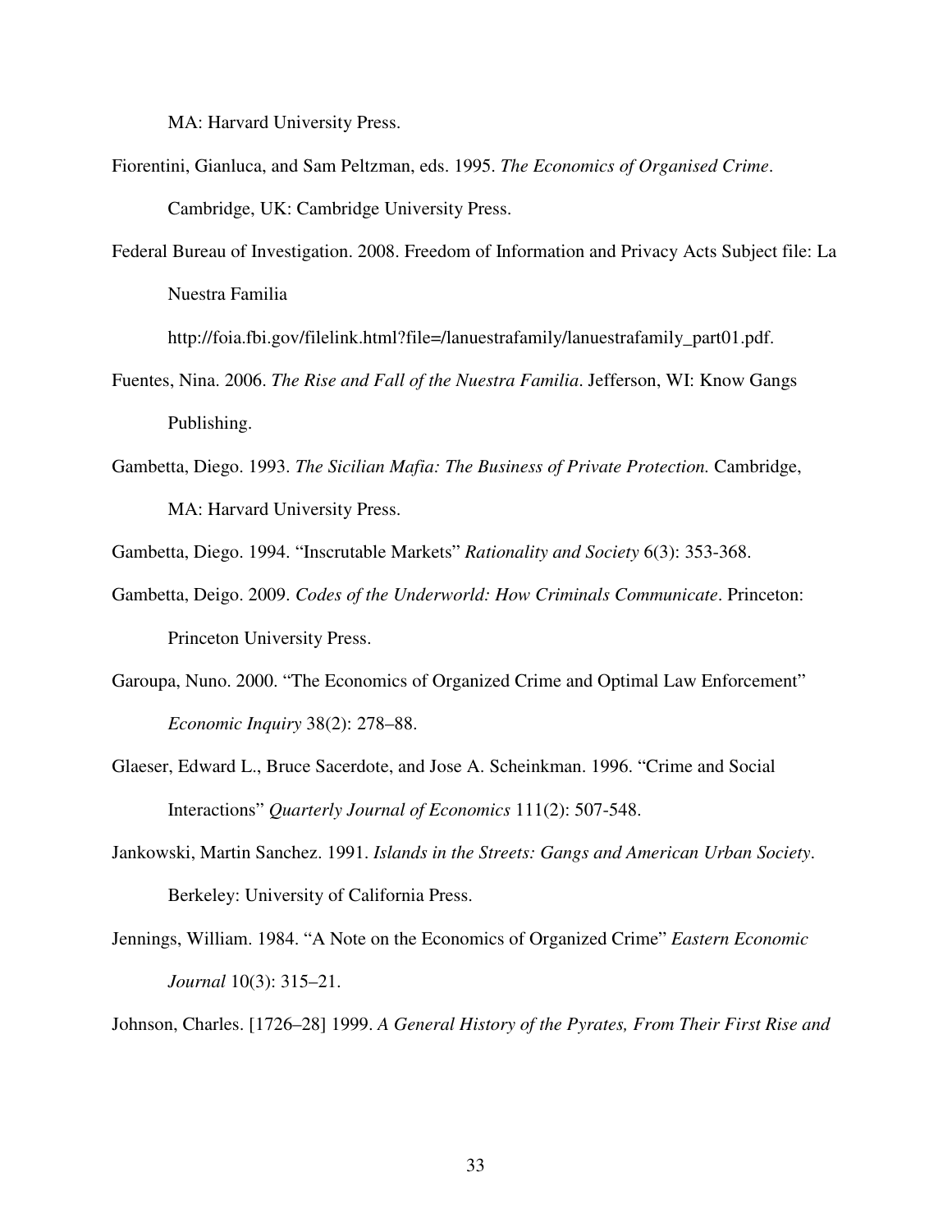MA: Harvard University Press.

Fiorentini, Gianluca, and Sam Peltzman, eds. 1995. *The Economics of Organised Crime*. Cambridge, UK: Cambridge University Press.

Federal Bureau of Investigation. 2008. Freedom of Information and Privacy Acts Subject file: La Nuestra Familia http://foia.fbi.gov/filelink.html?file=/lanuestrafamily/lanuestrafamily_part01.pdf.

Fuentes, Nina. 2006. *The Rise and Fall of the Nuestra Familia*. Jefferson, WI: Know Gangs Publishing.

Gambetta, Diego. 1993. *The Sicilian Mafia: The Business of Private Protection.* Cambridge, MA: Harvard University Press.

Gambetta, Diego. 1994. "Inscrutable Markets" *Rationality and Society* 6(3): 353-368.

Gambetta, Deigo. 2009. *Codes of the Underworld: How Criminals Communicate*. Princeton: Princeton University Press.

Garoupa, Nuno. 2000. "The Economics of Organized Crime and Optimal Law Enforcement" *Economic Inquiry* 38(2): 278–88.

Glaeser, Edward L., Bruce Sacerdote, and Jose A. Scheinkman. 1996. "Crime and Social Interactions" *Quarterly Journal of Economics* 111(2): 507-548.

Jankowski, Martin Sanchez. 1991. *Islands in the Streets: Gangs and American Urban Society*. Berkeley: University of California Press.

Jennings, William. 1984. "A Note on the Economics of Organized Crime" *Eastern Economic Journal* 10(3): 315–21.

Johnson, Charles. [1726–28] 1999. *A General History of the Pyrates, From Their First Rise and*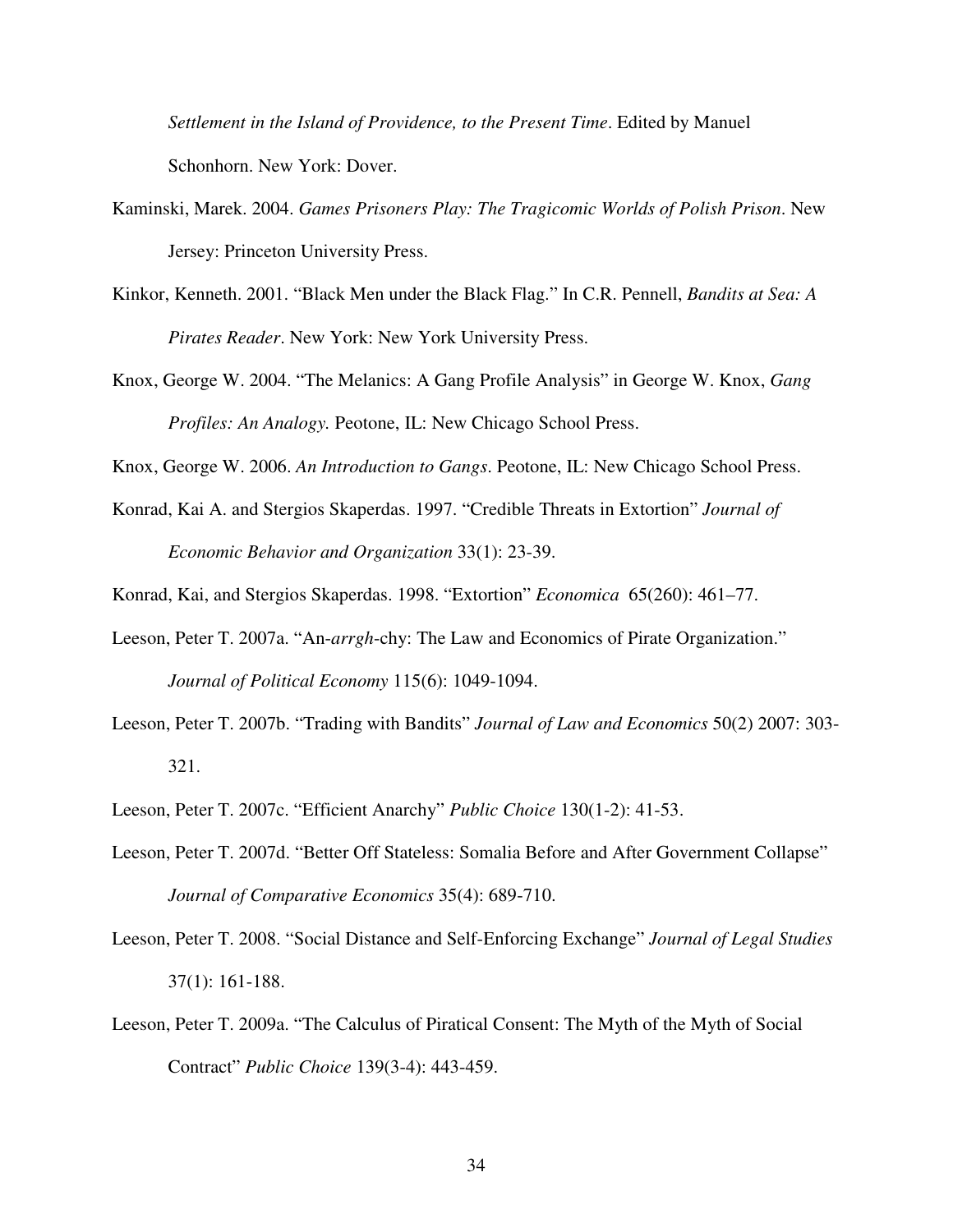*Settlement in the Island of Providence, to the Present Time*. Edited by Manuel Schonhorn. New York: Dover.

Kaminski, Marek. 2004. *Games Prisoners Play: The Tragicomic Worlds of Polish Prison*. New Jersey: Princeton University Press.

Kinkor, Kenneth. 2001. "Black Men under the Black Flag." In C.R. Pennell, *Bandits at Sea: A Pirates Reader*. New York: New York University Press.

Knox, George W. 2004. "The Melanics: A Gang Profile Analysis" in George W. Knox, *Gang Profiles: An Analogy.* Peotone, IL: New Chicago School Press.

Knox, George W. 2006. *An Introduction to Gangs*. Peotone, IL: New Chicago School Press.

Konrad, Kai A. and Stergios Skaperdas. 1997. "Credible Threats in Extortion" *Journal of Economic Behavior and Organization* 33(1): 23-39.

Konrad, Kai, and Stergios Skaperdas. 1998. "Extortion" *Economica* 65(260): 461–77.

Leeson, Peter T. 2007a. "An-*arrgh*-chy: The Law and Economics of Pirate Organization." *Journal of Political Economy* 115(6): 1049-1094.

Leeson, Peter T. 2007b. "Trading with Bandits" *Journal of Law and Economics* 50(2) 2007: 303-321.

Leeson, Peter T. 2007c. "Efficient Anarchy" *Public Choice* 130(1-2): 41-53.

Leeson, Peter T. 2007d. "Better Off Stateless: Somalia Before and After Government Collapse" *Journal of Comparative Economics* 35(4): 689-710.

Leeson, Peter T. 2008. "Social Distance and Self-Enforcing Exchange" *Journal of Legal Studies* 37(1): 161-188.

Leeson, Peter T. 2009a. "The Calculus of Piratical Consent: The Myth of the Myth of Social Contract" *Public Choice* 139(3-4): 443-459.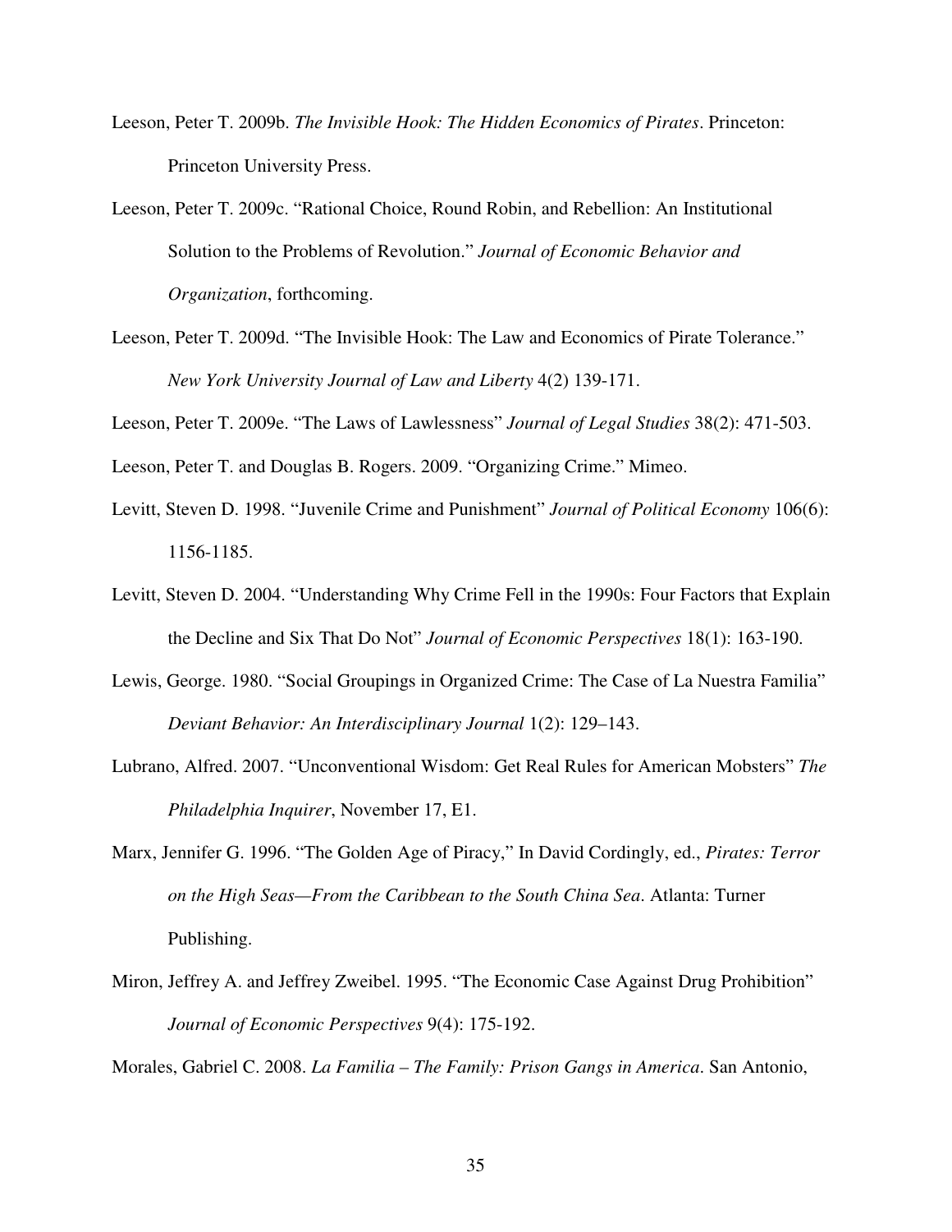Leeson, Peter T. 2009b. *The Invisible Hook: The Hidden Economics of Pirates*. Princeton: Princeton University Press.

Leeson, Peter T. 2009c. "Rational Choice, Round Robin, and Rebellion: An Institutional Solution to the Problems of Revolution." *Journal of Economic Behavior and Organization*, forthcoming.

Leeson, Peter T. 2009d. "The Invisible Hook: The Law and Economics of Pirate Tolerance." *New York University Journal of Law and Liberty* 4(2) 139-171.

Leeson, Peter T. 2009e. "The Laws of Lawlessness" *Journal of Legal Studies* 38(2): 471-503.

Leeson, Peter T. and Douglas B. Rogers. 2009. "Organizing Crime." Mimeo.

Levitt, Steven D. 1998. "Juvenile Crime and Punishment" *Journal of Political Economy* 106(6): 1156-1185.

Levitt, Steven D. 2004. "Understanding Why Crime Fell in the 1990s: Four Factors that Explain the Decline and Six That Do Not" *Journal of Economic Perspectives* 18(1): 163-190.

Lewis, George. 1980. "Social Groupings in Organized Crime: The Case of La Nuestra Familia" *Deviant Behavior: An Interdisciplinary Journal* 1(2): 129–143.

Lubrano, Alfred. 2007. "Unconventional Wisdom: Get Real Rules for American Mobsters" *The Philadelphia Inquirer*, November 17, E1.

Marx, Jennifer G. 1996. "The Golden Age of Piracy," In David Cordingly, ed., *Pirates: Terror on the High Seas—From the Caribbean to the South China Sea*. Atlanta: Turner Publishing.

Miron, Jeffrey A. and Jeffrey Zweibel. 1995. "The Economic Case Against Drug Prohibition" *Journal of Economic Perspectives* 9(4): 175-192.

Morales, Gabriel C. 2008. *La Familia – The Family: Prison Gangs in America*. San Antonio,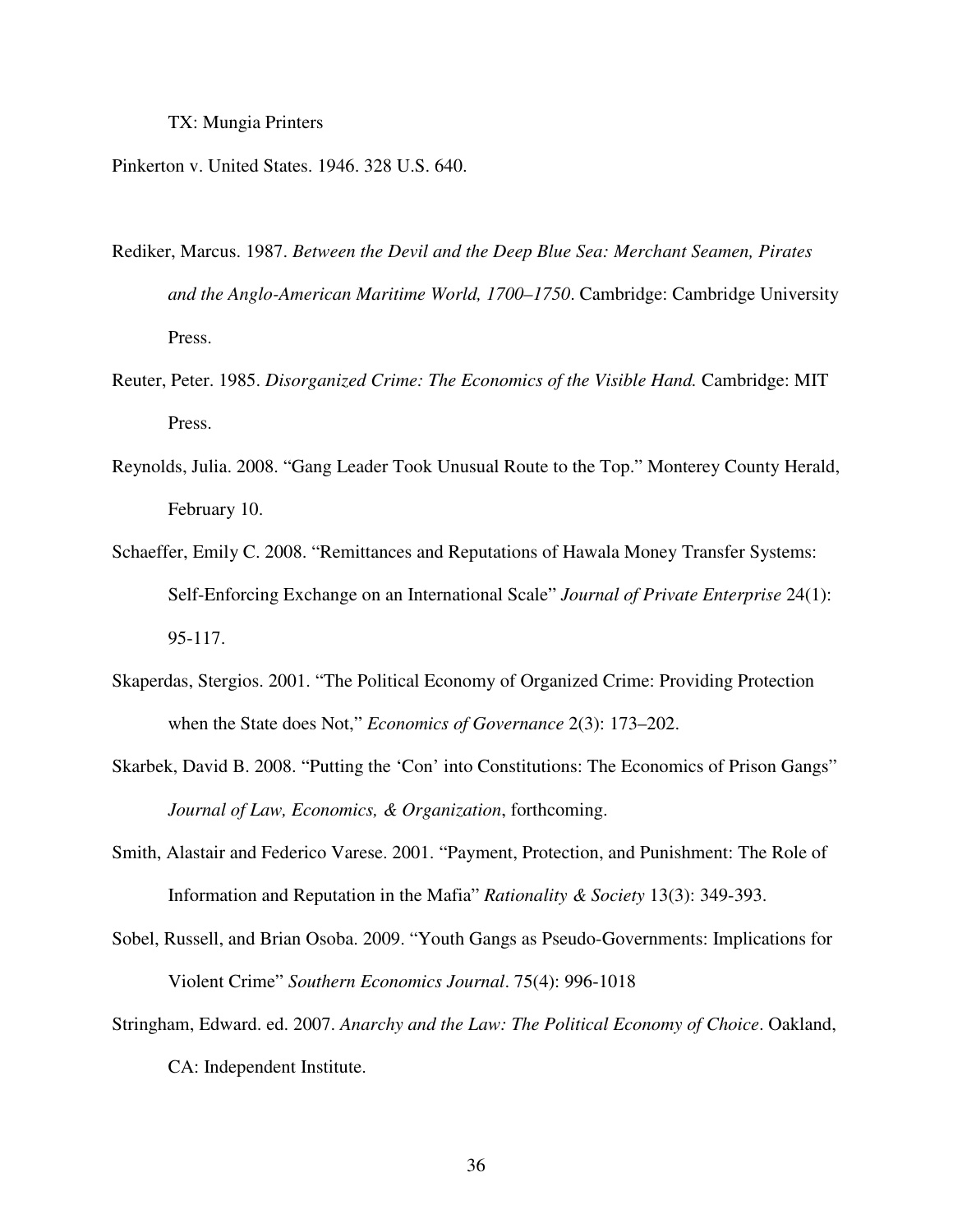TX: Mungia Printers

Pinkerton v. United States. 1946. 328 U.S. 640.

Rediker, Marcus. 1987. *Between the Devil and the Deep Blue Sea: Merchant Seamen, Pirates and the Anglo-American Maritime World, 1700–1750*. Cambridge: Cambridge University Press.

Reuter, Peter. 1985. *Disorganized Crime: The Economics of the Visible Hand.* Cambridge: MIT Press.

Reynolds, Julia. 2008. "Gang Leader Took Unusual Route to the Top." Monterey County Herald, February 10.

Schaeffer, Emily C. 2008. "Remittances and Reputations of Hawala Money Transfer Systems: Self-Enforcing Exchange on an International Scale" *Journal of Private Enterprise* 24(1): 95-117.

Skaperdas, Stergios. 2001. "The Political Economy of Organized Crime: Providing Protection when the State does Not," *Economics of Governance* 2(3): 173–202.

Skarbek, David B. 2008. "Putting the 'Con' into Constitutions: The Economics of Prison Gangs" *Journal of Law, Economics, & Organization*, forthcoming.

Smith, Alastair and Federico Varese. 2001. "Payment, Protection, and Punishment: The Role of Information and Reputation in the Mafia" *Rationality & Society* 13(3): 349-393.

Sobel, Russell, and Brian Osoba. 2009. "Youth Gangs as Pseudo-Governments: Implications for Violent Crime" *Southern Economics Journal*. 75(4): 996-1018

Stringham, Edward. ed. 2007. *Anarchy and the Law: The Political Economy of Choice*. Oakland, CA: Independent Institute.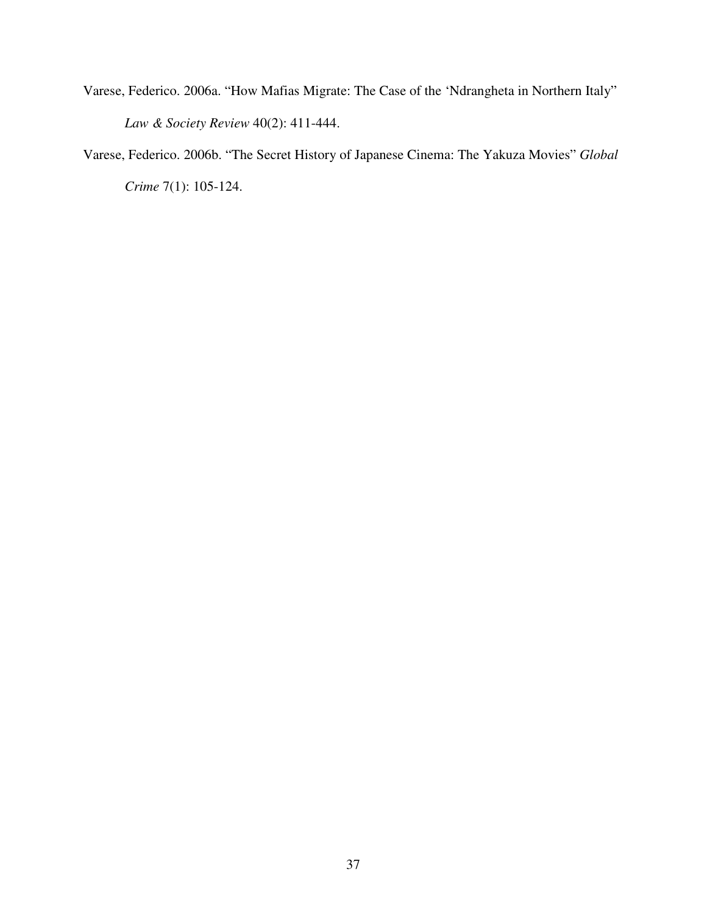Varese, Federico. 2006a. “How Mafias Migrate: The Case of the ‘Ndrangheta in Northern Italy” *Law & Society Review* 40(2): 411-444.

Varese, Federico. 2006b. “The Secret History of Japanese Cinema: The Yakuza Movies” *Global Crime* 7(1): 105-124.